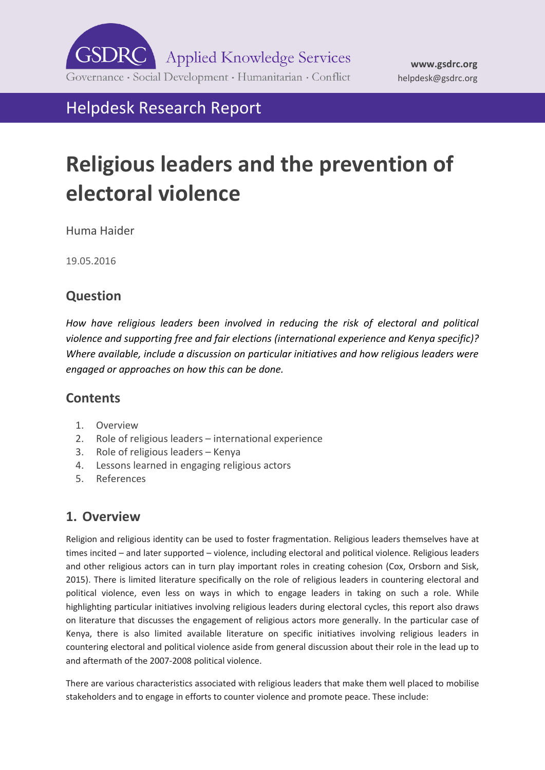GSDRC Applied Knowledge Services

Governance · Social Development · Humanitarian · Conflict

www.gsdrc.org
helpdesk@gsdrc.org

Helpdesk Research Report

# Religious leaders and the prevention of electoral violence

Huma Haider

19.05.2016

## Question

*How have religious leaders been involved in reducing the risk of electoral and political violence and supporting free and fair elections (international experience and Kenya specific)? Where available, include a discussion on particular initiatives and how religious leaders were engaged or approaches on how this can be done.*

## Contents

1. Overview
2. Role of religious leaders – international experience
3. Role of religious leaders – Kenya
4. Lessons learned in engaging religious actors
5. References

## 1. Overview

Religion and religious identity can be used to foster fragmentation. Religious leaders themselves have at times incited – and later supported – violence, including electoral and political violence. Religious leaders and other religious actors can in turn play important roles in creating cohesion (Cox, Orsborn and Sisk, 2015). There is limited literature specifically on the role of religious leaders in countering electoral and political violence, even less on ways in which to engage leaders in taking on such a role. While highlighting particular initiatives involving religious leaders during electoral cycles, this report also draws on literature that discusses the engagement of religious actors more generally. In the particular case of Kenya, there is also limited available literature on specific initiatives involving religious leaders in countering electoral and political violence aside from general discussion about their role in the lead up to and aftermath of the 2007-2008 political violence.

There are various characteristics associated with religious leaders that make them well placed to mobilise stakeholders and to engage in efforts to counter violence and promote peace. These include: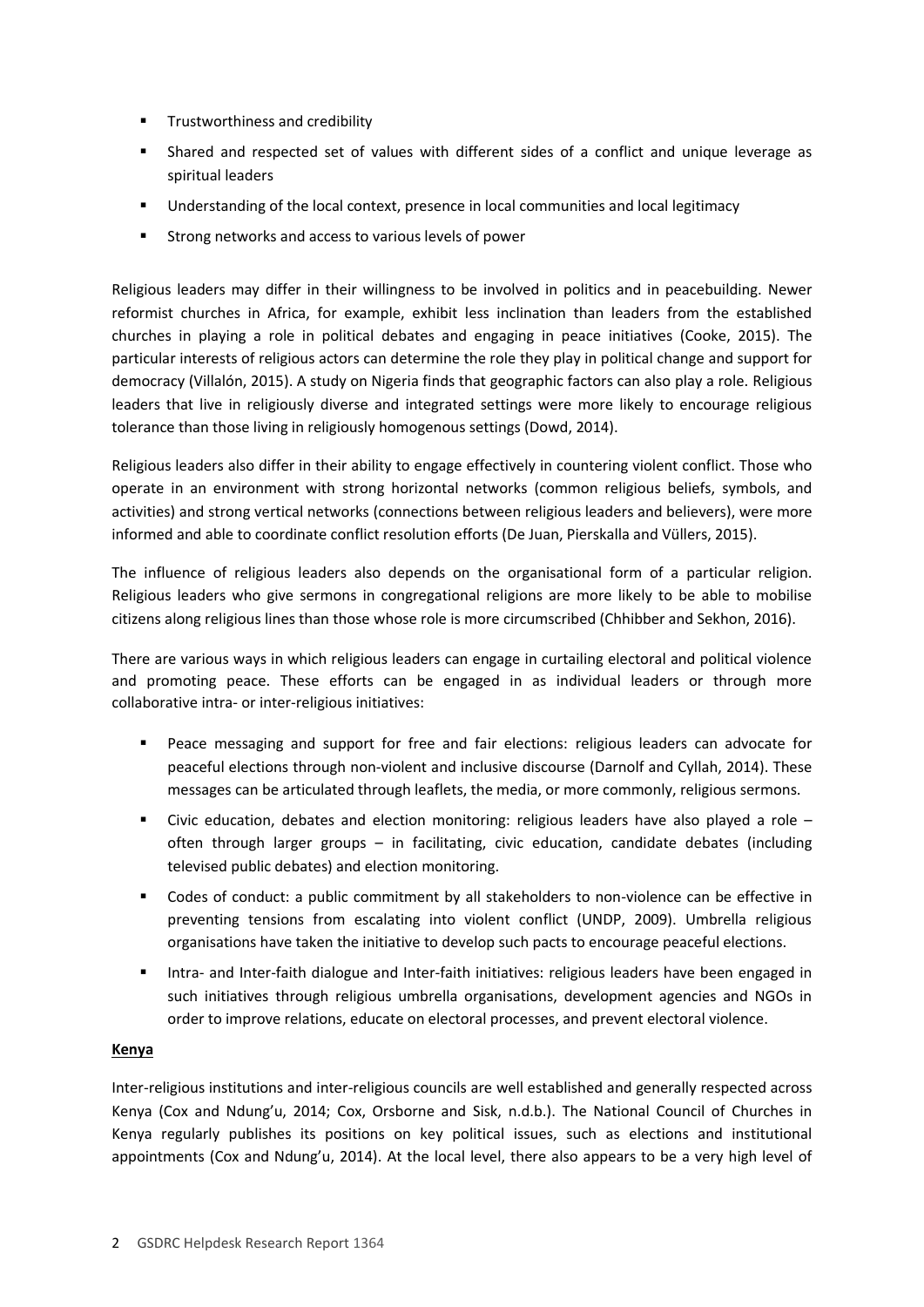- Trustworthiness and credibility
- Shared and respected set of values with different sides of a conflict and unique leverage as spiritual leaders
- Understanding of the local context, presence in local communities and local legitimacy
- Strong networks and access to various levels of power

Religious leaders may differ in their willingness to be involved in politics and in peacebuilding. Newer reformist churches in Africa, for example, exhibit less inclination than leaders from the established churches in playing a role in political debates and engaging in peace initiatives (Cooke, 2015). The particular interests of religious actors can determine the role they play in political change and support for democracy (Villalón, 2015). A study on Nigeria finds that geographic factors can also play a role. Religious leaders that live in religiously diverse and integrated settings were more likely to encourage religious tolerance than those living in religiously homogenous settings (Dowd, 2014).

Religious leaders also differ in their ability to engage effectively in countering violent conflict. Those who operate in an environment with strong horizontal networks (common religious beliefs, symbols, and activities) and strong vertical networks (connections between religious leaders and believers), were more informed and able to coordinate conflict resolution efforts (De Juan, Pierskalla and Vüllers, 2015).

The influence of religious leaders also depends on the organisational form of a particular religion. Religious leaders who give sermons in congregational religions are more likely to be able to mobilise citizens along religious lines than those whose role is more circumscribed (Chhibber and Sekhon, 2016).

There are various ways in which religious leaders can engage in curtailing electoral and political violence and promoting peace. These efforts can be engaged in as individual leaders or through more collaborative intra- or inter-religious initiatives:

- Peace messaging and support for free and fair elections: religious leaders can advocate for peaceful elections through non-violent and inclusive discourse (Darnolf and Cyllah, 2014). These messages can be articulated through leaflets, the media, or more commonly, religious sermons.
- Civic education, debates and election monitoring: religious leaders have also played a role – often through larger groups – in facilitating, civic education, candidate debates (including televised public debates) and election monitoring.
- Codes of conduct: a public commitment by all stakeholders to non-violence can be effective in preventing tensions from escalating into violent conflict (UNDP, 2009). Umbrella religious organisations have taken the initiative to develop such pacts to encourage peaceful elections.
- Intra- and Inter-faith dialogue and Inter-faith initiatives: religious leaders have been engaged in such initiatives through religious umbrella organisations, development agencies and NGOs in order to improve relations, educate on electoral processes, and prevent electoral violence.

**Kenya**

Inter-religious institutions and inter-religious councils are well established and generally respected across Kenya (Cox and Ndung'u, 2014; Cox, Orsborne and Sisk, n.d.b.). The National Council of Churches in Kenya regularly publishes its positions on key political issues, such as elections and institutional appointments (Cox and Ndung'u, 2014). At the local level, there also appears to be a very high level of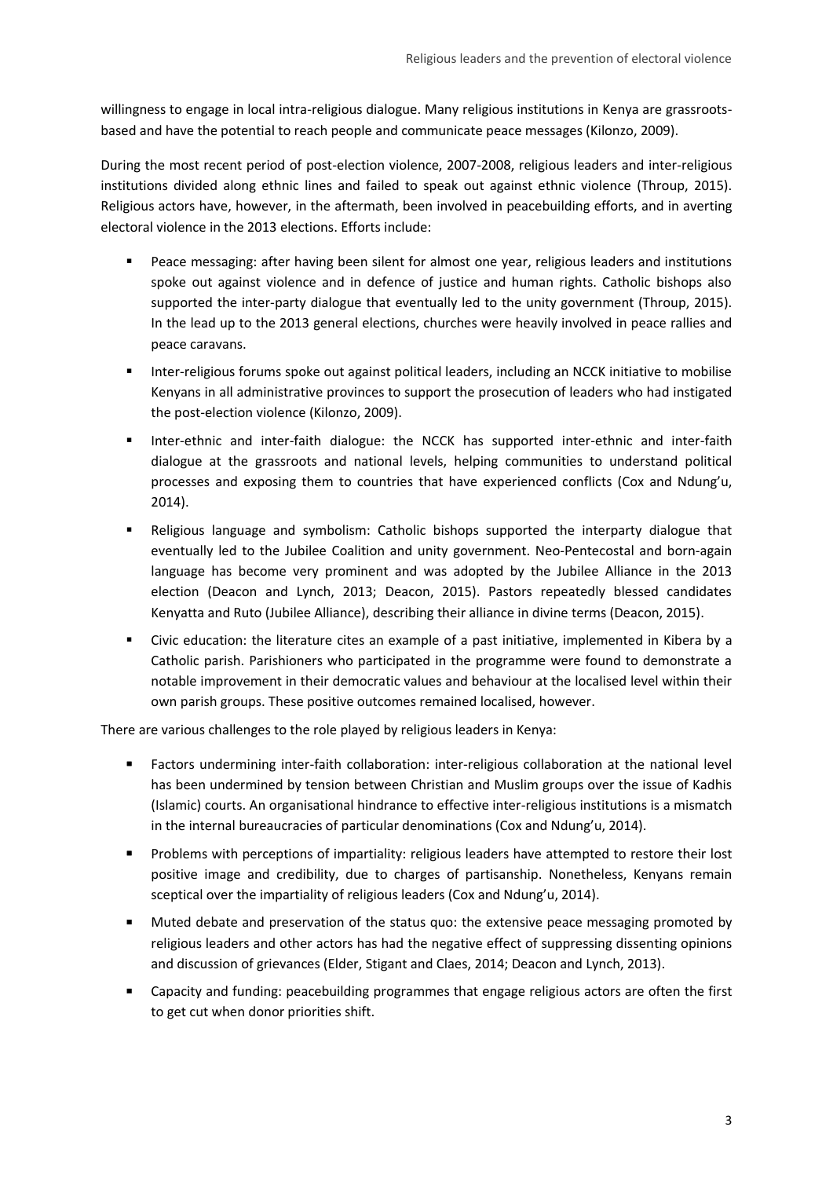willingness to engage in local intra-religious dialogue. Many religious institutions in Kenya are grassroots-based and have the potential to reach people and communicate peace messages (Kilonzo, 2009).

During the most recent period of post-election violence, 2007-2008, religious leaders and inter-religious institutions divided along ethnic lines and failed to speak out against ethnic violence (Throup, 2015). Religious actors have, however, in the aftermath, been involved in peacebuilding efforts, and in averting electoral violence in the 2013 elections. Efforts include:

- Peace messaging: after having been silent for almost one year, religious leaders and institutions spoke out against violence and in defence of justice and human rights. Catholic bishops also supported the inter-party dialogue that eventually led to the unity government (Throup, 2015). In the lead up to the 2013 general elections, churches were heavily involved in peace rallies and peace caravans.
- Inter-religious forums spoke out against political leaders, including an NCCK initiative to mobilise Kenyans in all administrative provinces to support the prosecution of leaders who had instigated the post-election violence (Kilonzo, 2009).
- Inter-ethnic and inter-faith dialogue: the NCCK has supported inter-ethnic and inter-faith dialogue at the grassroots and national levels, helping communities to understand political processes and exposing them to countries that have experienced conflicts (Cox and Ndung'u, 2014).
- Religious language and symbolism: Catholic bishops supported the interparty dialogue that eventually led to the Jubilee Coalition and unity government. Neo-Pentecostal and born-again language has become very prominent and was adopted by the Jubilee Alliance in the 2013 election (Deacon and Lynch, 2013; Deacon, 2015). Pastors repeatedly blessed candidates Kenyatta and Ruto (Jubilee Alliance), describing their alliance in divine terms (Deacon, 2015).
- Civic education: the literature cites an example of a past initiative, implemented in Kibera by a Catholic parish. Parishioners who participated in the programme were found to demonstrate a notable improvement in their democratic values and behaviour at the localised level within their own parish groups. These positive outcomes remained localised, however.

There are various challenges to the role played by religious leaders in Kenya:

- Factors undermining inter-faith collaboration: inter-religious collaboration at the national level has been undermined by tension between Christian and Muslim groups over the issue of Kadhis (Islamic) courts. An organisational hindrance to effective inter-religious institutions is a mismatch in the internal bureaucracies of particular denominations (Cox and Ndung'u, 2014).
- Problems with perceptions of impartiality: religious leaders have attempted to restore their lost positive image and credibility, due to charges of partisanship. Nonetheless, Kenyans remain sceptical over the impartiality of religious leaders (Cox and Ndung'u, 2014).
- Muted debate and preservation of the status quo: the extensive peace messaging promoted by religious leaders and other actors has had the negative effect of suppressing dissenting opinions and discussion of grievances (Elder, Stigant and Claes, 2014; Deacon and Lynch, 2013).
- Capacity and funding: peacebuilding programmes that engage religious actors are often the first to get cut when donor priorities shift.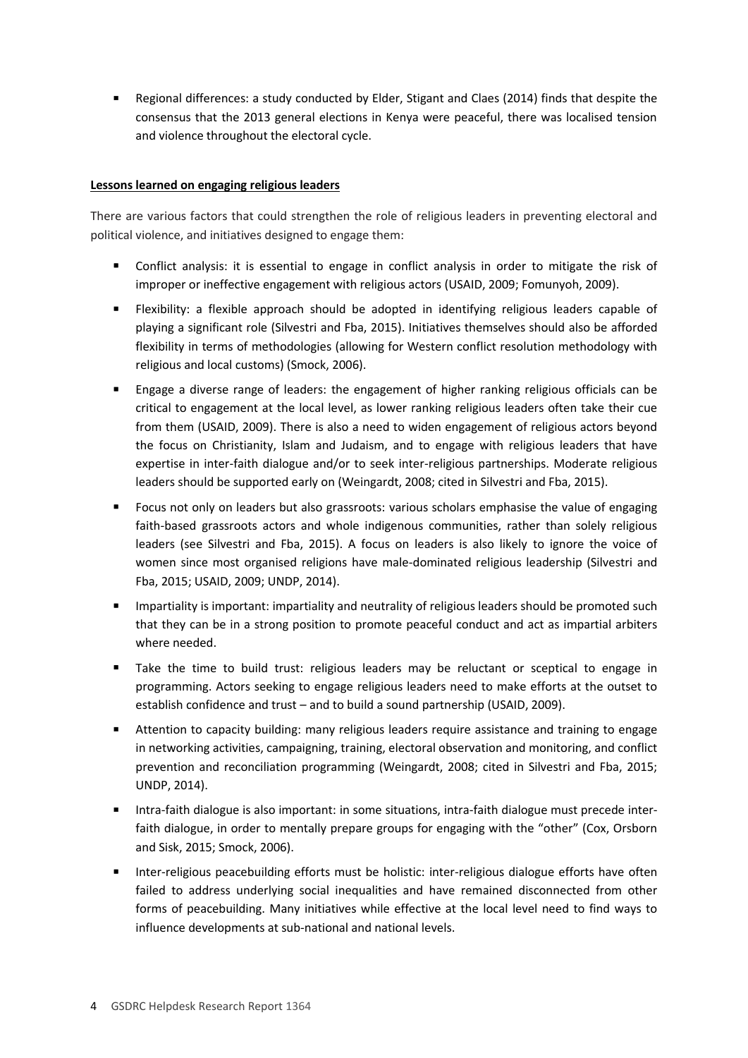- Regional differences: a study conducted by Elder, Stigant and Claes (2014) finds that despite the consensus that the 2013 general elections in Kenya were peaceful, there was localised tension and violence throughout the electoral cycle.

**Lessons learned on engaging religious leaders**

There are various factors that could strengthen the role of religious leaders in preventing electoral and political violence, and initiatives designed to engage them:

- Conflict analysis: it is essential to engage in conflict analysis in order to mitigate the risk of improper or ineffective engagement with religious actors (USAID, 2009; Fomunyoh, 2009).
- Flexibility: a flexible approach should be adopted in identifying religious leaders capable of playing a significant role (Silvestri and Fba, 2015). Initiatives themselves should also be afforded flexibility in terms of methodologies (allowing for Western conflict resolution methodology with religious and local customs) (Smock, 2006).
- Engage a diverse range of leaders: the engagement of higher ranking religious officials can be critical to engagement at the local level, as lower ranking religious leaders often take their cue from them (USAID, 2009). There is also a need to widen engagement of religious actors beyond the focus on Christianity, Islam and Judaism, and to engage with religious leaders that have expertise in inter-faith dialogue and/or to seek inter-religious partnerships. Moderate religious leaders should be supported early on (Weingardt, 2008; cited in Silvestri and Fba, 2015).
- Focus not only on leaders but also grassroots: various scholars emphasise the value of engaging faith-based grassroots actors and whole indigenous communities, rather than solely religious leaders (see Silvestri and Fba, 2015). A focus on leaders is also likely to ignore the voice of women since most organised religions have male-dominated religious leadership (Silvestri and Fba, 2015; USAID, 2009; UNDP, 2014).
- Impartiality is important: impartiality and neutrality of religious leaders should be promoted such that they can be in a strong position to promote peaceful conduct and act as impartial arbiters where needed.
- Take the time to build trust: religious leaders may be reluctant or sceptical to engage in programming. Actors seeking to engage religious leaders need to make efforts at the outset to establish confidence and trust – and to build a sound partnership (USAID, 2009).
- Attention to capacity building: many religious leaders require assistance and training to engage in networking activities, campaigning, training, electoral observation and monitoring, and conflict prevention and reconciliation programming (Weingardt, 2008; cited in Silvestri and Fba, 2015; UNDP, 2014).
- Intra-faith dialogue is also important: in some situations, intra-faith dialogue must precede inter-faith dialogue, in order to mentally prepare groups for engaging with the "other" (Cox, Orsborn and Sisk, 2015; Smock, 2006).
- Inter-religious peacebuilding efforts must be holistic: inter-religious dialogue efforts have often failed to address underlying social inequalities and have remained disconnected from other forms of peacebuilding. Many initiatives while effective at the local level need to find ways to influence developments at sub-national and national levels.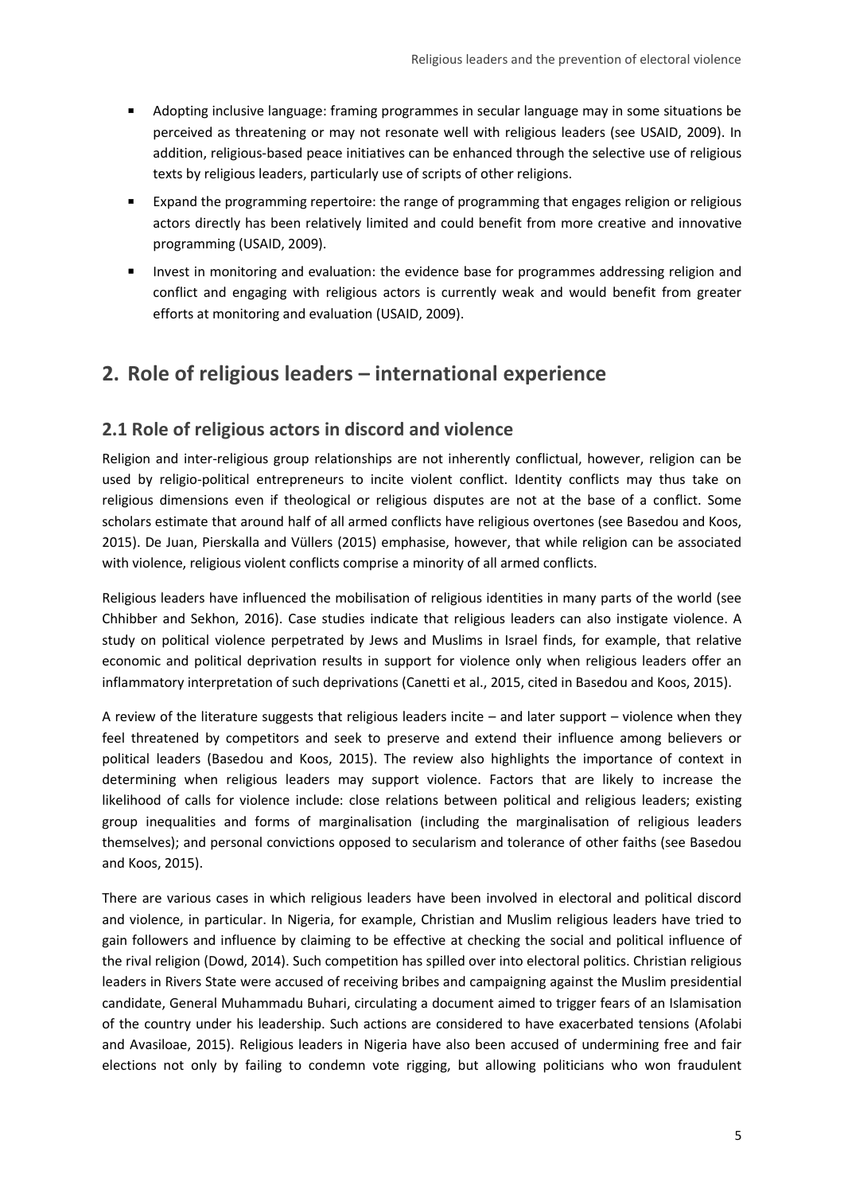- Adopting inclusive language: framing programmes in secular language may in some situations be perceived as threatening or may not resonate well with religious leaders (see USAID, 2009). In addition, religious-based peace initiatives can be enhanced through the selective use of religious texts by religious leaders, particularly use of scripts of other religions.
- Expand the programming repertoire: the range of programming that engages religion or religious actors directly has been relatively limited and could benefit from more creative and innovative programming (USAID, 2009).
- Invest in monitoring and evaluation: the evidence base for programmes addressing religion and conflict and engaging with religious actors is currently weak and would benefit from greater efforts at monitoring and evaluation (USAID, 2009).

## 2. Role of religious leaders – international experience

### 2.1 Role of religious actors in discord and violence

Religion and inter-religious group relationships are not inherently conflictual, however, religion can be used by religio-political entrepreneurs to incite violent conflict. Identity conflicts may thus take on religious dimensions even if theological or religious disputes are not at the base of a conflict. Some scholars estimate that around half of all armed conflicts have religious overtones (see Basedou and Koos, 2015). De Juan, Pierskalla and Vüllers (2015) emphasise, however, that while religion can be associated with violence, religious violent conflicts comprise a minority of all armed conflicts.

Religious leaders have influenced the mobilisation of religious identities in many parts of the world (see Chhibber and Sekhon, 2016). Case studies indicate that religious leaders can also instigate violence. A study on political violence perpetrated by Jews and Muslims in Israel finds, for example, that relative economic and political deprivation results in support for violence only when religious leaders offer an inflammatory interpretation of such deprivations (Canetti et al., 2015, cited in Basedou and Koos, 2015).

A review of the literature suggests that religious leaders incite – and later support – violence when they feel threatened by competitors and seek to preserve and extend their influence among believers or political leaders (Basedou and Koos, 2015). The review also highlights the importance of context in determining when religious leaders may support violence. Factors that are likely to increase the likelihood of calls for violence include: close relations between political and religious leaders; existing group inequalities and forms of marginalisation (including the marginalisation of religious leaders themselves); and personal convictions opposed to secularism and tolerance of other faiths (see Basedou and Koos, 2015).

There are various cases in which religious leaders have been involved in electoral and political discord and violence, in particular. In Nigeria, for example, Christian and Muslim religious leaders have tried to gain followers and influence by claiming to be effective at checking the social and political influence of the rival religion (Dowd, 2014). Such competition has spilled over into electoral politics. Christian religious leaders in Rivers State were accused of receiving bribes and campaigning against the Muslim presidential candidate, General Muhammadu Buhari, circulating a document aimed to trigger fears of an Islamisation of the country under his leadership. Such actions are considered to have exacerbated tensions (Afolabi and Avasiloae, 2015). Religious leaders in Nigeria have also been accused of undermining free and fair elections not only by failing to condemn vote rigging, but allowing politicians who won fraudulent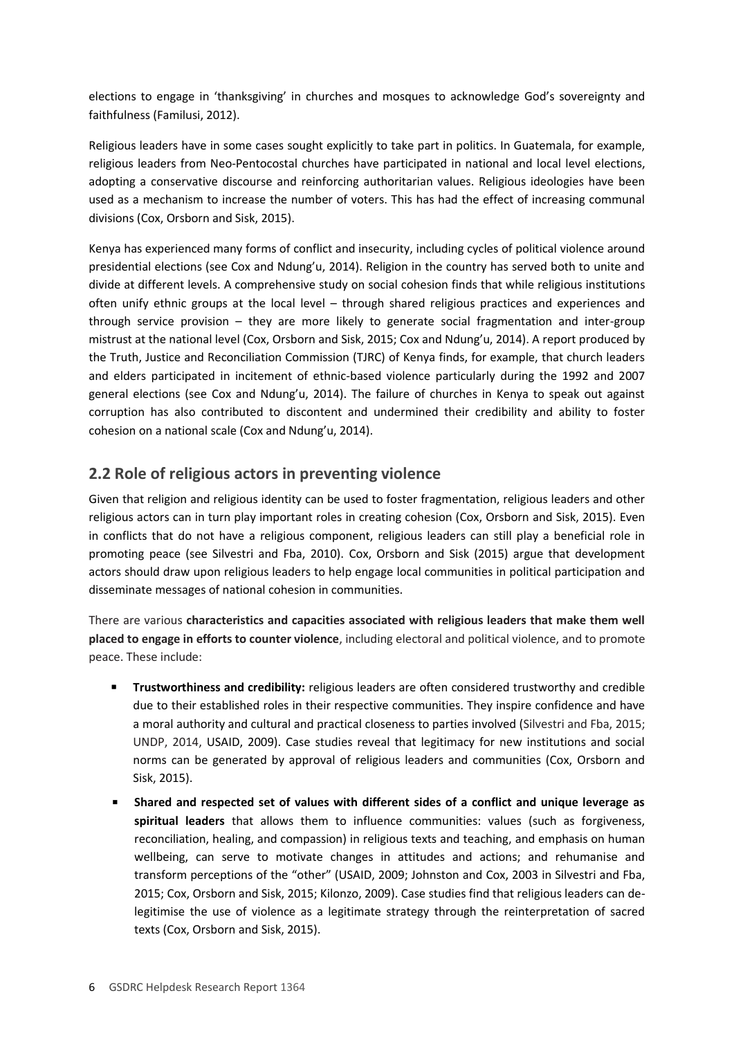elections to engage in 'thanksgiving' in churches and mosques to acknowledge God's sovereignty and faithfulness (Familusi, 2012).

Religious leaders have in some cases sought explicitly to take part in politics. In Guatemala, for example, religious leaders from Neo-Pentocostal churches have participated in national and local level elections, adopting a conservative discourse and reinforcing authoritarian values. Religious ideologies have been used as a mechanism to increase the number of voters. This has had the effect of increasing communal divisions (Cox, Orsborn and Sisk, 2015).

Kenya has experienced many forms of conflict and insecurity, including cycles of political violence around presidential elections (see Cox and Ndung'u, 2014). Religion in the country has served both to unite and divide at different levels. A comprehensive study on social cohesion finds that while religious institutions often unify ethnic groups at the local level – through shared religious practices and experiences and through service provision – they are more likely to generate social fragmentation and inter-group mistrust at the national level (Cox, Orsborn and Sisk, 2015; Cox and Ndung'u, 2014). A report produced by the Truth, Justice and Reconciliation Commission (TJRC) of Kenya finds, for example, that church leaders and elders participated in incitement of ethnic-based violence particularly during the 1992 and 2007 general elections (see Cox and Ndung'u, 2014). The failure of churches in Kenya to speak out against corruption has also contributed to discontent and undermined their credibility and ability to foster cohesion on a national scale (Cox and Ndung'u, 2014).

## 2.2 Role of religious actors in preventing violence

Given that religion and religious identity can be used to foster fragmentation, religious leaders and other religious actors can in turn play important roles in creating cohesion (Cox, Orsborn and Sisk, 2015). Even in conflicts that do not have a religious component, religious leaders can still play a beneficial role in promoting peace (see Silvestri and Fba, 2010). Cox, Orsborn and Sisk (2015) argue that development actors should draw upon religious leaders to help engage local communities in political participation and disseminate messages of national cohesion in communities.

There are various **characteristics and capacities associated with religious leaders that make them well placed to engage in efforts to counter violence**, including electoral and political violence, and to promote peace. These include:

- **Trustworthiness and credibility:** religious leaders are often considered trustworthy and credible due to their established roles in their respective communities. They inspire confidence and have a moral authority and cultural and practical closeness to parties involved (Silvestri and Fba, 2015; UNDP, 2014, USAID, 2009). Case studies reveal that legitimacy for new institutions and social norms can be generated by approval of religious leaders and communities (Cox, Orsborn and Sisk, 2015).
- **Shared and respected set of values with different sides of a conflict and unique leverage as spiritual leaders** that allows them to influence communities: values (such as forgiveness, reconciliation, healing, and compassion) in religious texts and teaching, and emphasis on human wellbeing, can serve to motivate changes in attitudes and actions; and rehumanise and transform perceptions of the "other" (USAID, 2009; Johnston and Cox, 2003 in Silvestri and Fba, 2015; Cox, Orsborn and Sisk, 2015; Kilonzo, 2009). Case studies find that religious leaders can de-legitimise the use of violence as a legitimate strategy through the reinterpretation of sacred texts (Cox, Orsborn and Sisk, 2015).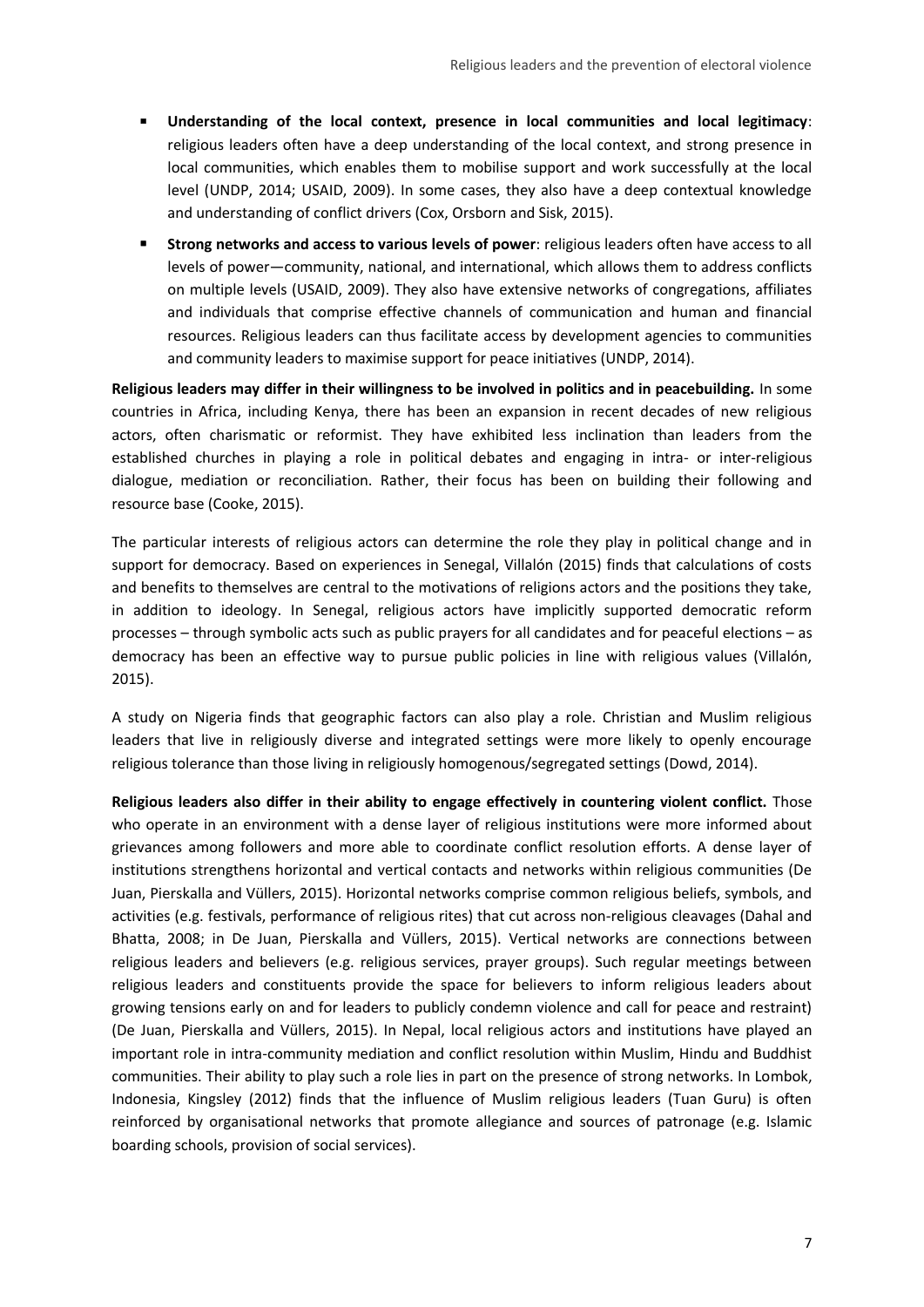- **Understanding of the local context, presence in local communities and local legitimacy**: religious leaders often have a deep understanding of the local context, and strong presence in local communities, which enables them to mobilise support and work successfully at the local level (UNDP, 2014; USAID, 2009). In some cases, they also have a deep contextual knowledge and understanding of conflict drivers (Cox, Orsborn and Sisk, 2015).
- **Strong networks and access to various levels of power**: religious leaders often have access to all levels of power—community, national, and international, which allows them to address conflicts on multiple levels (USAID, 2009). They also have extensive networks of congregations, affiliates and individuals that comprise effective channels of communication and human and financial resources. Religious leaders can thus facilitate access by development agencies to communities and community leaders to maximise support for peace initiatives (UNDP, 2014).

**Religious leaders may differ in their willingness to be involved in politics and in peacebuilding.** In some countries in Africa, including Kenya, there has been an expansion in recent decades of new religious actors, often charismatic or reformist. They have exhibited less inclination than leaders from the established churches in playing a role in political debates and engaging in intra- or inter-religious dialogue, mediation or reconciliation. Rather, their focus has been on building their following and resource base (Cooke, 2015).

The particular interests of religious actors can determine the role they play in political change and in support for democracy. Based on experiences in Senegal, Villalón (2015) finds that calculations of costs and benefits to themselves are central to the motivations of religions actors and the positions they take, in addition to ideology. In Senegal, religious actors have implicitly supported democratic reform processes – through symbolic acts such as public prayers for all candidates and for peaceful elections – as democracy has been an effective way to pursue public policies in line with religious values (Villalón, 2015).

A study on Nigeria finds that geographic factors can also play a role. Christian and Muslim religious leaders that live in religiously diverse and integrated settings were more likely to openly encourage religious tolerance than those living in religiously homogenous/segregated settings (Dowd, 2014).

**Religious leaders also differ in their ability to engage effectively in countering violent conflict.** Those who operate in an environment with a dense layer of religious institutions were more informed about grievances among followers and more able to coordinate conflict resolution efforts. A dense layer of institutions strengthens horizontal and vertical contacts and networks within religious communities (De Juan, Pierskalla and Vüllers, 2015). Horizontal networks comprise common religious beliefs, symbols, and activities (e.g. festivals, performance of religious rites) that cut across non-religious cleavages (Dahal and Bhatta, 2008; in De Juan, Pierskalla and Vüllers, 2015). Vertical networks are connections between religious leaders and believers (e.g. religious services, prayer groups). Such regular meetings between religious leaders and constituents provide the space for believers to inform religious leaders about growing tensions early on and for leaders to publicly condemn violence and call for peace and restraint) (De Juan, Pierskalla and Vüllers, 2015). In Nepal, local religious actors and institutions have played an important role in intra-community mediation and conflict resolution within Muslim, Hindu and Buddhist communities. Their ability to play such a role lies in part on the presence of strong networks. In Lombok, Indonesia, Kingsley (2012) finds that the influence of Muslim religious leaders (Tuan Guru) is often reinforced by organisational networks that promote allegiance and sources of patronage (e.g. Islamic boarding schools, provision of social services).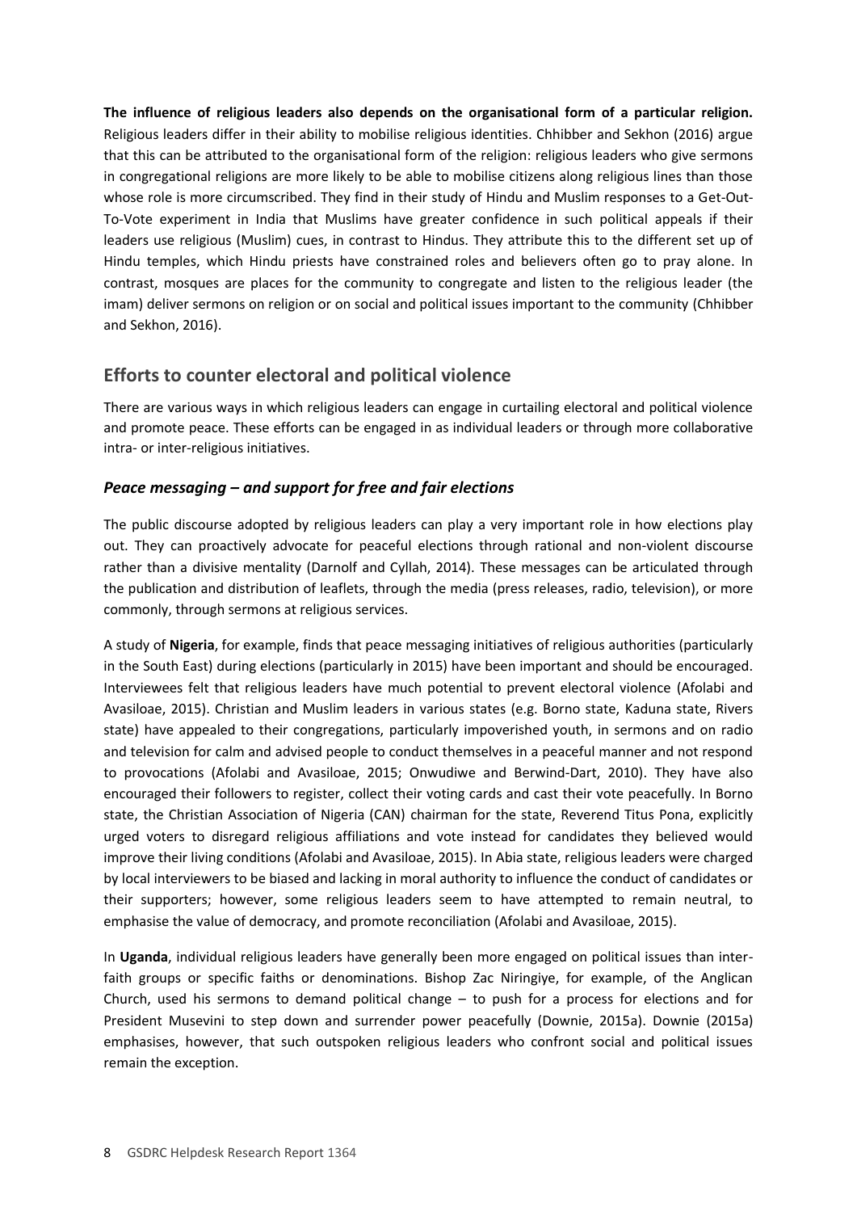**The influence of religious leaders also depends on the organisational form of a particular religion.** Religious leaders differ in their ability to mobilise religious identities. Chhibber and Sekhon (2016) argue that this can be attributed to the organisational form of the religion: religious leaders who give sermons in congregational religions are more likely to be able to mobilise citizens along religious lines than those whose role is more circumscribed. They find in their study of Hindu and Muslim responses to a Get-Out-To-Vote experiment in India that Muslims have greater confidence in such political appeals if their leaders use religious (Muslim) cues, in contrast to Hindus. They attribute this to the different set up of Hindu temples, which Hindu priests have constrained roles and believers often go to pray alone. In contrast, mosques are places for the community to congregate and listen to the religious leader (the imam) deliver sermons on religion or on social and political issues important to the community (Chhibber and Sekhon, 2016).

## Efforts to counter electoral and political violence

There are various ways in which religious leaders can engage in curtailing electoral and political violence and promote peace. These efforts can be engaged in as individual leaders or through more collaborative intra- or inter-religious initiatives.

### *Peace messaging – and support for free and fair elections*

The public discourse adopted by religious leaders can play a very important role in how elections play out. They can proactively advocate for peaceful elections through rational and non-violent discourse rather than a divisive mentality (Darnolf and Cyllah, 2014). These messages can be articulated through the publication and distribution of leaflets, through the media (press releases, radio, television), or more commonly, through sermons at religious services.

A study of **Nigeria**, for example, finds that peace messaging initiatives of religious authorities (particularly in the South East) during elections (particularly in 2015) have been important and should be encouraged. Interviewees felt that religious leaders have much potential to prevent electoral violence (Afolabi and Avasiloae, 2015). Christian and Muslim leaders in various states (e.g. Borno state, Kaduna state, Rivers state) have appealed to their congregations, particularly impoverished youth, in sermons and on radio and television for calm and advised people to conduct themselves in a peaceful manner and not respond to provocations (Afolabi and Avasiloae, 2015; Onwudiwe and Berwind-Dart, 2010). They have also encouraged their followers to register, collect their voting cards and cast their vote peacefully. In Borno state, the Christian Association of Nigeria (CAN) chairman for the state, Reverend Titus Pona, explicitly urged voters to disregard religious affiliations and vote instead for candidates they believed would improve their living conditions (Afolabi and Avasiloae, 2015). In Abia state, religious leaders were charged by local interviewers to be biased and lacking in moral authority to influence the conduct of candidates or their supporters; however, some religious leaders seem to have attempted to remain neutral, to emphasise the value of democracy, and promote reconciliation (Afolabi and Avasiloae, 2015).

In **Uganda**, individual religious leaders have generally been more engaged on political issues than inter-faith groups or specific faiths or denominations. Bishop Zac Niringiye, for example, of the Anglican Church, used his sermons to demand political change – to push for a process for elections and for President Musevini to step down and surrender power peacefully (Downie, 2015a). Downie (2015a) emphasises, however, that such outspoken religious leaders who confront social and political issues remain the exception.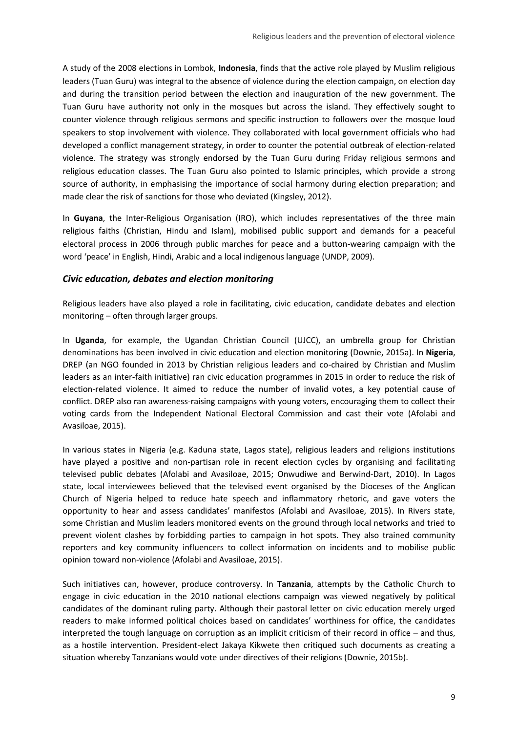A study of the 2008 elections in Lombok, **Indonesia**, finds that the active role played by Muslim religious leaders (Tuan Guru) was integral to the absence of violence during the election campaign, on election day and during the transition period between the election and inauguration of the new government. The Tuan Guru have authority not only in the mosques but across the island. They effectively sought to counter violence through religious sermons and specific instruction to followers over the mosque loud speakers to stop involvement with violence. They collaborated with local government officials who had developed a conflict management strategy, in order to counter the potential outbreak of election-related violence. The strategy was strongly endorsed by the Tuan Guru during Friday religious sermons and religious education classes. The Tuan Guru also pointed to Islamic principles, which provide a strong source of authority, in emphasising the importance of social harmony during election preparation; and made clear the risk of sanctions for those who deviated (Kingsley, 2012).

In **Guyana**, the Inter-Religious Organisation (IRO), which includes representatives of the three main religious faiths (Christian, Hindu and Islam), mobilised public support and demands for a peaceful electoral process in 2006 through public marches for peace and a button-wearing campaign with the word 'peace' in English, Hindi, Arabic and a local indigenous language (UNDP, 2009).

### *Civic education, debates and election monitoring*

Religious leaders have also played a role in facilitating, civic education, candidate debates and election monitoring – often through larger groups.

In **Uganda**, for example, the Ugandan Christian Council (UJCC), an umbrella group for Christian denominations has been involved in civic education and election monitoring (Downie, 2015a). In **Nigeria**, DREP (an NGO founded in 2013 by Christian religious leaders and co-chaired by Christian and Muslim leaders as an inter-faith initiative) ran civic education programmes in 2015 in order to reduce the risk of election-related violence. It aimed to reduce the number of invalid votes, a key potential cause of conflict. DREP also ran awareness-raising campaigns with young voters, encouraging them to collect their voting cards from the Independent National Electoral Commission and cast their vote (Afolabi and Avasiloae, 2015).

In various states in Nigeria (e.g. Kaduna state, Lagos state), religious leaders and religions institutions have played a positive and non-partisan role in recent election cycles by organising and facilitating televised public debates (Afolabi and Avasiloae, 2015; Onwudiwe and Berwind-Dart, 2010). In Lagos state, local interviewees believed that the televised event organised by the Dioceses of the Anglican Church of Nigeria helped to reduce hate speech and inflammatory rhetoric, and gave voters the opportunity to hear and assess candidates' manifestos (Afolabi and Avasiloae, 2015). In Rivers state, some Christian and Muslim leaders monitored events on the ground through local networks and tried to prevent violent clashes by forbidding parties to campaign in hot spots. They also trained community reporters and key community influencers to collect information on incidents and to mobilise public opinion toward non-violence (Afolabi and Avasiloae, 2015).

Such initiatives can, however, produce controversy. In **Tanzania**, attempts by the Catholic Church to engage in civic education in the 2010 national elections campaign was viewed negatively by political candidates of the dominant ruling party. Although their pastoral letter on civic education merely urged readers to make informed political choices based on candidates' worthiness for office, the candidates interpreted the tough language on corruption as an implicit criticism of their record in office – and thus, as a hostile intervention. President-elect Jakaya Kikwete then critiqued such documents as creating a situation whereby Tanzanians would vote under directives of their religions (Downie, 2015b).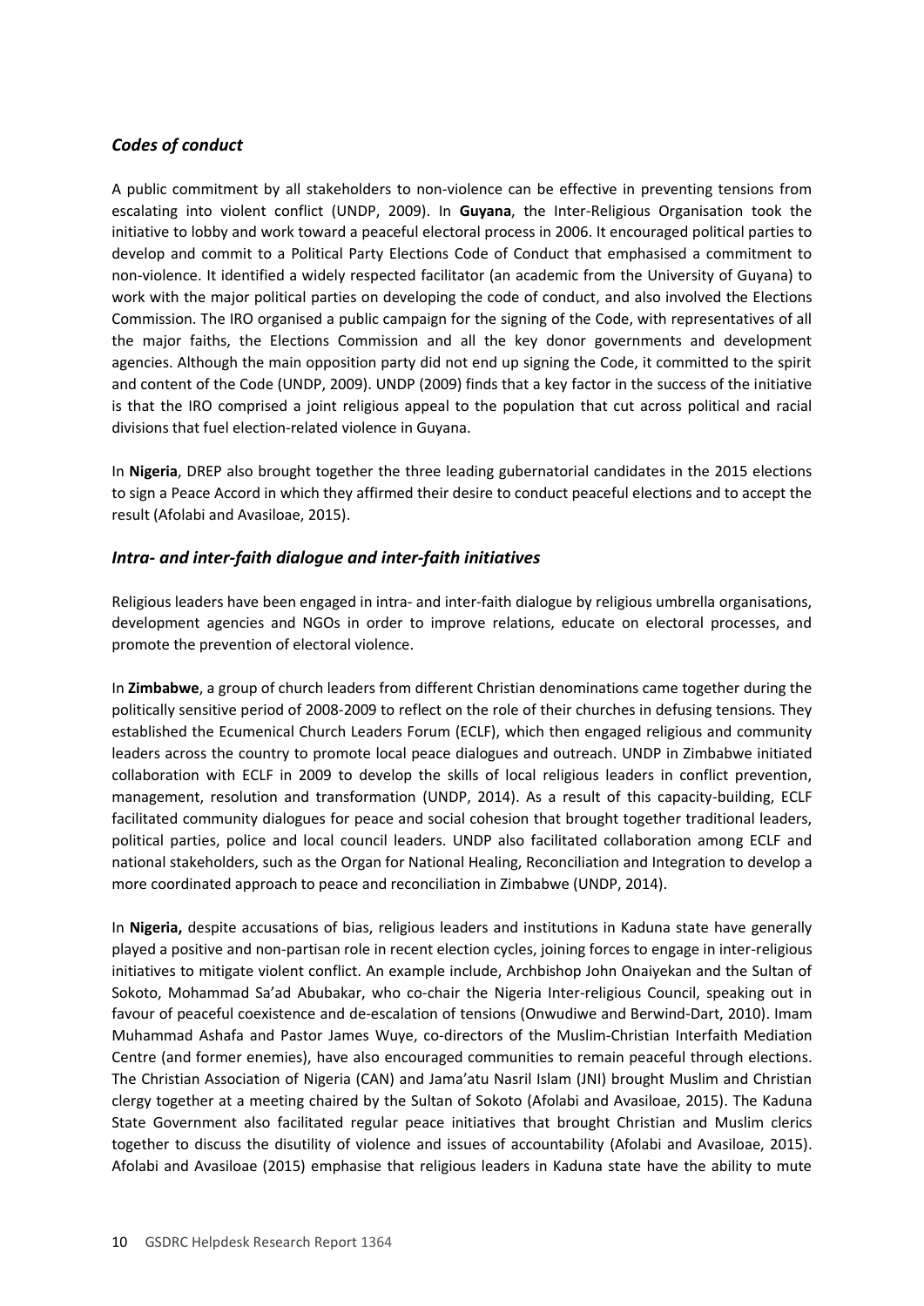### *Codes of conduct*

A public commitment by all stakeholders to non-violence can be effective in preventing tensions from escalating into violent conflict (UNDP, 2009). In **Guyana**, the Inter-Religious Organisation took the initiative to lobby and work toward a peaceful electoral process in 2006. It encouraged political parties to develop and commit to a Political Party Elections Code of Conduct that emphasised a commitment to non-violence. It identified a widely respected facilitator (an academic from the University of Guyana) to work with the major political parties on developing the code of conduct, and also involved the Elections Commission. The IRO organised a public campaign for the signing of the Code, with representatives of all the major faiths, the Elections Commission and all the key donor governments and development agencies. Although the main opposition party did not end up signing the Code, it committed to the spirit and content of the Code (UNDP, 2009). UNDP (2009) finds that a key factor in the success of the initiative is that the IRO comprised a joint religious appeal to the population that cut across political and racial divisions that fuel election-related violence in Guyana.

In **Nigeria**, DREP also brought together the three leading gubernatorial candidates in the 2015 elections to sign a Peace Accord in which they affirmed their desire to conduct peaceful elections and to accept the result (Afolabi and Avasiloae, 2015).

### *Intra- and inter-faith dialogue and inter-faith initiatives*

Religious leaders have been engaged in intra- and inter-faith dialogue by religious umbrella organisations, development agencies and NGOs in order to improve relations, educate on electoral processes, and promote the prevention of electoral violence.

In **Zimbabwe**, a group of church leaders from different Christian denominations came together during the politically sensitive period of 2008-2009 to reflect on the role of their churches in defusing tensions. They established the Ecumenical Church Leaders Forum (ECLF), which then engaged religious and community leaders across the country to promote local peace dialogues and outreach. UNDP in Zimbabwe initiated collaboration with ECLF in 2009 to develop the skills of local religious leaders in conflict prevention, management, resolution and transformation (UNDP, 2014). As a result of this capacity-building, ECLF facilitated community dialogues for peace and social cohesion that brought together traditional leaders, political parties, police and local council leaders. UNDP also facilitated collaboration among ECLF and national stakeholders, such as the Organ for National Healing, Reconciliation and Integration to develop a more coordinated approach to peace and reconciliation in Zimbabwe (UNDP, 2014).

In **Nigeria,** despite accusations of bias, religious leaders and institutions in Kaduna state have generally played a positive and non-partisan role in recent election cycles, joining forces to engage in inter-religious initiatives to mitigate violent conflict. An example include, Archbishop John Onaiyekan and the Sultan of Sokoto, Mohammad Sa'ad Abubakar, who co-chair the Nigeria Inter-religious Council, speaking out in favour of peaceful coexistence and de-escalation of tensions (Onwudiwe and Berwind-Dart, 2010). Imam Muhammad Ashafa and Pastor James Wuye, co-directors of the Muslim-Christian Interfaith Mediation Centre (and former enemies), have also encouraged communities to remain peaceful through elections. The Christian Association of Nigeria (CAN) and Jama'atu Nasril Islam (JNI) brought Muslim and Christian clergy together at a meeting chaired by the Sultan of Sokoto (Afolabi and Avasiloae, 2015). The Kaduna State Government also facilitated regular peace initiatives that brought Christian and Muslim clerics together to discuss the disutility of violence and issues of accountability (Afolabi and Avasiloae, 2015). Afolabi and Avasiloae (2015) emphasise that religious leaders in Kaduna state have the ability to mute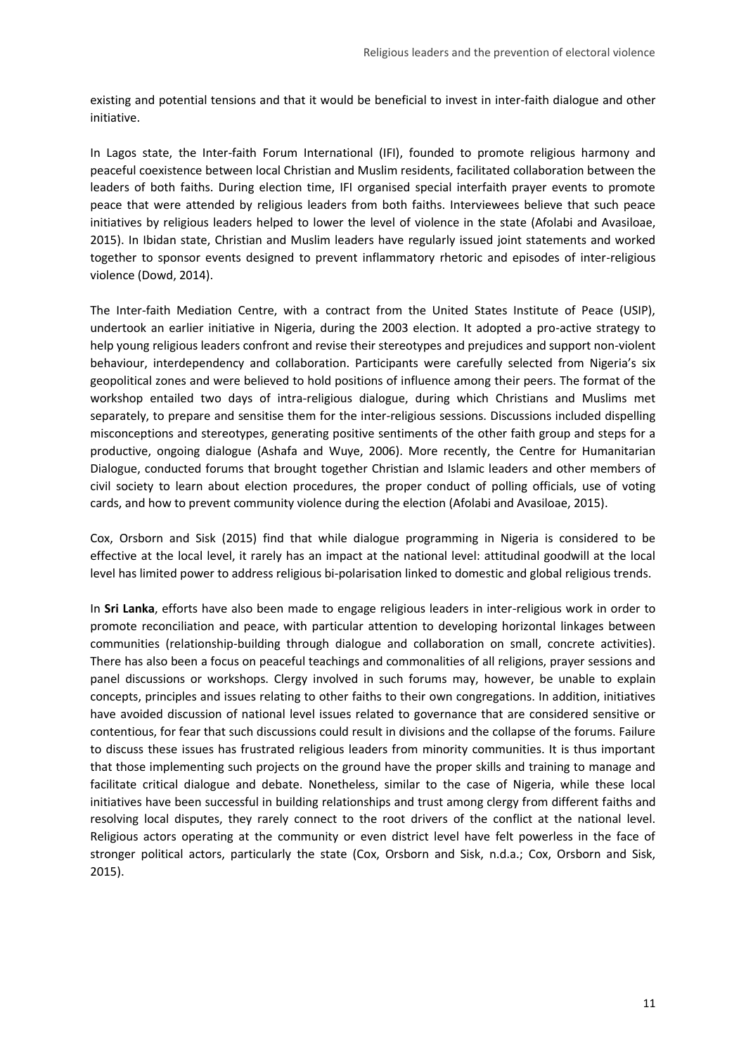existing and potential tensions and that it would be beneficial to invest in inter-faith dialogue and other initiative.

In Lagos state, the Inter-faith Forum International (IFI), founded to promote religious harmony and peaceful coexistence between local Christian and Muslim residents, facilitated collaboration between the leaders of both faiths. During election time, IFI organised special interfaith prayer events to promote peace that were attended by religious leaders from both faiths. Interviewees believe that such peace initiatives by religious leaders helped to lower the level of violence in the state (Afolabi and Avasiloae, 2015). In Ibidan state, Christian and Muslim leaders have regularly issued joint statements and worked together to sponsor events designed to prevent inflammatory rhetoric and episodes of inter-religious violence (Dowd, 2014).

The Inter-faith Mediation Centre, with a contract from the United States Institute of Peace (USIP), undertook an earlier initiative in Nigeria, during the 2003 election. It adopted a pro-active strategy to help young religious leaders confront and revise their stereotypes and prejudices and support non-violent behaviour, interdependency and collaboration. Participants were carefully selected from Nigeria's six geopolitical zones and were believed to hold positions of influence among their peers. The format of the workshop entailed two days of intra-religious dialogue, during which Christians and Muslims met separately, to prepare and sensitise them for the inter-religious sessions. Discussions included dispelling misconceptions and stereotypes, generating positive sentiments of the other faith group and steps for a productive, ongoing dialogue (Ashafa and Wuye, 2006). More recently, the Centre for Humanitarian Dialogue, conducted forums that brought together Christian and Islamic leaders and other members of civil society to learn about election procedures, the proper conduct of polling officials, use of voting cards, and how to prevent community violence during the election (Afolabi and Avasiloae, 2015).

Cox, Orsborn and Sisk (2015) find that while dialogue programming in Nigeria is considered to be effective at the local level, it rarely has an impact at the national level: attitudinal goodwill at the local level has limited power to address religious bi-polarisation linked to domestic and global religious trends.

In **Sri Lanka**, efforts have also been made to engage religious leaders in inter-religious work in order to promote reconciliation and peace, with particular attention to developing horizontal linkages between communities (relationship-building through dialogue and collaboration on small, concrete activities). There has also been a focus on peaceful teachings and commonalities of all religions, prayer sessions and panel discussions or workshops. Clergy involved in such forums may, however, be unable to explain concepts, principles and issues relating to other faiths to their own congregations. In addition, initiatives have avoided discussion of national level issues related to governance that are considered sensitive or contentious, for fear that such discussions could result in divisions and the collapse of the forums. Failure to discuss these issues has frustrated religious leaders from minority communities. It is thus important that those implementing such projects on the ground have the proper skills and training to manage and facilitate critical dialogue and debate. Nonetheless, similar to the case of Nigeria, while these local initiatives have been successful in building relationships and trust among clergy from different faiths and resolving local disputes, they rarely connect to the root drivers of the conflict at the national level. Religious actors operating at the community or even district level have felt powerless in the face of stronger political actors, particularly the state (Cox, Orsborn and Sisk, n.d.a.; Cox, Orsborn and Sisk, 2015).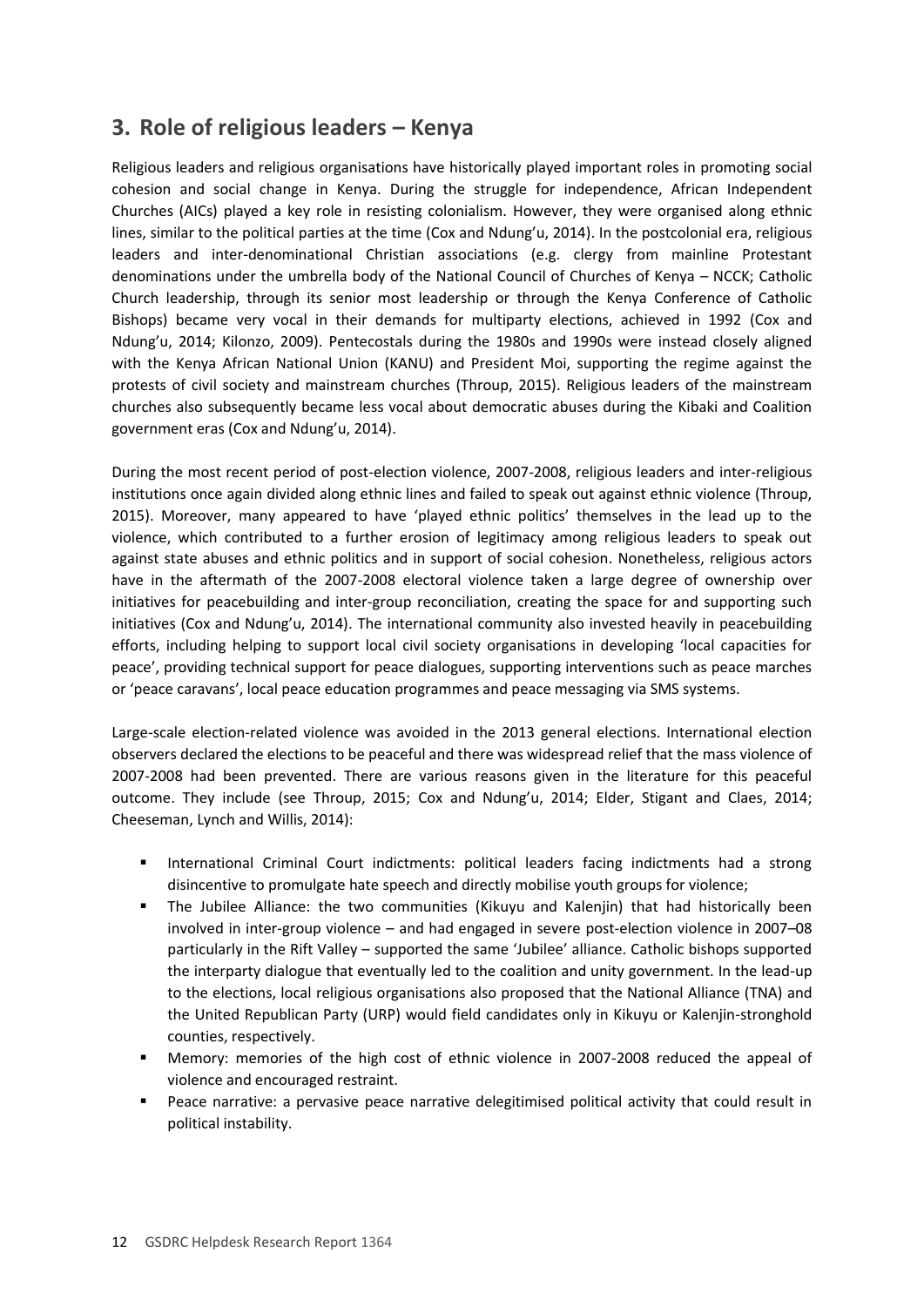## 3. Role of religious leaders – Kenya

Religious leaders and religious organisations have historically played important roles in promoting social cohesion and social change in Kenya. During the struggle for independence, African Independent Churches (AICs) played a key role in resisting colonialism. However, they were organised along ethnic lines, similar to the political parties at the time (Cox and Ndung'u, 2014). In the postcolonial era, religious leaders and inter-denominational Christian associations (e.g. clergy from mainline Protestant denominations under the umbrella body of the National Council of Churches of Kenya – NCCK; Catholic Church leadership, through its senior most leadership or through the Kenya Conference of Catholic Bishops) became very vocal in their demands for multiparty elections, achieved in 1992 (Cox and Ndung'u, 2014; Kilonzo, 2009). Pentecostals during the 1980s and 1990s were instead closely aligned with the Kenya African National Union (KANU) and President Moi, supporting the regime against the protests of civil society and mainstream churches (Throup, 2015). Religious leaders of the mainstream churches also subsequently became less vocal about democratic abuses during the Kibaki and Coalition government eras (Cox and Ndung'u, 2014).

During the most recent period of post-election violence, 2007-2008, religious leaders and inter-religious institutions once again divided along ethnic lines and failed to speak out against ethnic violence (Throup, 2015). Moreover, many appeared to have 'played ethnic politics' themselves in the lead up to the violence, which contributed to a further erosion of legitimacy among religious leaders to speak out against state abuses and ethnic politics and in support of social cohesion. Nonetheless, religious actors have in the aftermath of the 2007-2008 electoral violence taken a large degree of ownership over initiatives for peacebuilding and inter-group reconciliation, creating the space for and supporting such initiatives (Cox and Ndung'u, 2014). The international community also invested heavily in peacebuilding efforts, including helping to support local civil society organisations in developing 'local capacities for peace', providing technical support for peace dialogues, supporting interventions such as peace marches or 'peace caravans', local peace education programmes and peace messaging via SMS systems.

Large-scale election-related violence was avoided in the 2013 general elections. International election observers declared the elections to be peaceful and there was widespread relief that the mass violence of 2007-2008 had been prevented. There are various reasons given in the literature for this peaceful outcome. They include (see Throup, 2015; Cox and Ndung'u, 2014; Elder, Stigant and Claes, 2014; Cheeseman, Lynch and Willis, 2014):

- International Criminal Court indictments: political leaders facing indictments had a strong disincentive to promulgate hate speech and directly mobilise youth groups for violence;
- The Jubilee Alliance: the two communities (Kikuyu and Kalenjin) that had historically been involved in inter-group violence – and had engaged in severe post-election violence in 2007–08 particularly in the Rift Valley – supported the same 'Jubilee' alliance. Catholic bishops supported the interparty dialogue that eventually led to the coalition and unity government. In the lead-up to the elections, local religious organisations also proposed that the National Alliance (TNA) and the United Republican Party (URP) would field candidates only in Kikuyu or Kalenjin-stronghold counties, respectively.
- Memory: memories of the high cost of ethnic violence in 2007-2008 reduced the appeal of violence and encouraged restraint.
- Peace narrative: a pervasive peace narrative delegitimised political activity that could result in political instability.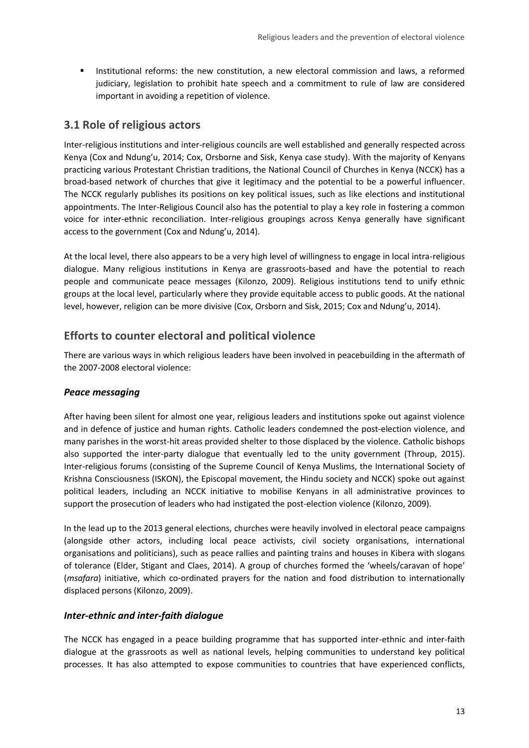- Institutional reforms: the new constitution, a new electoral commission and laws, a reformed judiciary, legislation to prohibit hate speech and a commitment to rule of law are considered important in avoiding a repetition of violence.

## 3.1 Role of religious actors

Inter-religious institutions and inter-religious councils are well established and generally respected across Kenya (Cox and Ndung'u, 2014; Cox, Orsborne and Sisk, Kenya case study). With the majority of Kenyans practicing various Protestant Christian traditions, the National Council of Churches in Kenya (NCCK) has a broad-based network of churches that give it legitimacy and the potential to be a powerful influencer. The NCCK regularly publishes its positions on key political issues, such as like elections and institutional appointments. The Inter-Religious Council also has the potential to play a key role in fostering a common voice for inter-ethnic reconciliation. Inter-religious groupings across Kenya generally have significant access to the government (Cox and Ndung'u, 2014).

At the local level, there also appears to be a very high level of willingness to engage in local intra-religious dialogue. Many religious institutions in Kenya are grassroots-based and have the potential to reach people and communicate peace messages (Kilonzo, 2009). Religious institutions tend to unify ethnic groups at the local level, particularly where they provide equitable access to public goods. At the national level, however, religion can be more divisive (Cox, Orsborn and Sisk, 2015; Cox and Ndung'u, 2014).

## Efforts to counter electoral and political violence

There are various ways in which religious leaders have been involved in peacebuilding in the aftermath of the 2007-2008 electoral violence:

### *Peace messaging*

After having been silent for almost one year, religious leaders and institutions spoke out against violence and in defence of justice and human rights. Catholic leaders condemned the post-election violence, and many parishes in the worst-hit areas provided shelter to those displaced by the violence. Catholic bishops also supported the inter-party dialogue that eventually led to the unity government (Throup, 2015). Inter-religious forums (consisting of the Supreme Council of Kenya Muslims, the International Society of Krishna Consciousness (ISKON), the Episcopal movement, the Hindu society and NCCK) spoke out against political leaders, including an NCCK initiative to mobilise Kenyans in all administrative provinces to support the prosecution of leaders who had instigated the post-election violence (Kilonzo, 2009).

In the lead up to the 2013 general elections, churches were heavily involved in electoral peace campaigns (alongside other actors, including local peace activists, civil society organisations, international organisations and politicians), such as peace rallies and painting trains and houses in Kibera with slogans of tolerance (Elder, Stigant and Claes, 2014). A group of churches formed the 'wheels/caravan of hope' (*msafara*) initiative, which co-ordinated prayers for the nation and food distribution to internationally displaced persons (Kilonzo, 2009).

### *Inter-ethnic and inter-faith dialogue*

The NCCK has engaged in a peace building programme that has supported inter-ethnic and inter-faith dialogue at the grassroots as well as national levels, helping communities to understand key political processes. It has also attempted to expose communities to countries that have experienced conflicts,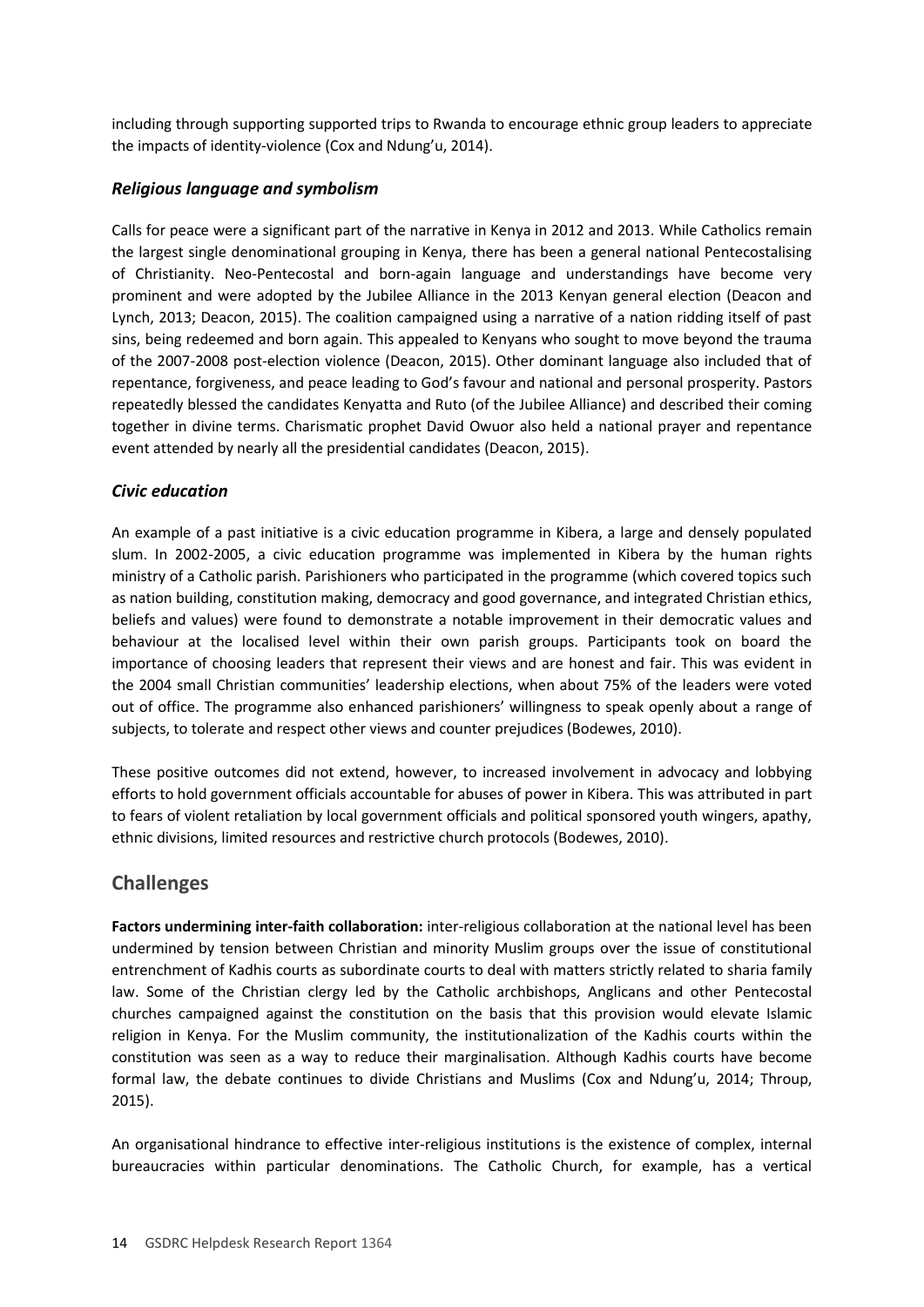including through supporting supported trips to Rwanda to encourage ethnic group leaders to appreciate the impacts of identity-violence (Cox and Ndung'u, 2014).

### *Religious language and symbolism*

Calls for peace were a significant part of the narrative in Kenya in 2012 and 2013. While Catholics remain the largest single denominational grouping in Kenya, there has been a general national Pentecostalising of Christianity. Neo-Pentecostal and born-again language and understandings have become very prominent and were adopted by the Jubilee Alliance in the 2013 Kenyan general election (Deacon and Lynch, 2013; Deacon, 2015). The coalition campaigned using a narrative of a nation ridding itself of past sins, being redeemed and born again. This appealed to Kenyans who sought to move beyond the trauma of the 2007-2008 post-election violence (Deacon, 2015). Other dominant language also included that of repentance, forgiveness, and peace leading to God's favour and national and personal prosperity. Pastors repeatedly blessed the candidates Kenyatta and Ruto (of the Jubilee Alliance) and described their coming together in divine terms. Charismatic prophet David Owuor also held a national prayer and repentance event attended by nearly all the presidential candidates (Deacon, 2015).

### *Civic education*

An example of a past initiative is a civic education programme in Kibera, a large and densely populated slum. In 2002-2005, a civic education programme was implemented in Kibera by the human rights ministry of a Catholic parish. Parishioners who participated in the programme (which covered topics such as nation building, constitution making, democracy and good governance, and integrated Christian ethics, beliefs and values) were found to demonstrate a notable improvement in their democratic values and behaviour at the localised level within their own parish groups. Participants took on board the importance of choosing leaders that represent their views and are honest and fair. This was evident in the 2004 small Christian communities' leadership elections, when about 75% of the leaders were voted out of office. The programme also enhanced parishioners' willingness to speak openly about a range of subjects, to tolerate and respect other views and counter prejudices (Bodewes, 2010).

These positive outcomes did not extend, however, to increased involvement in advocacy and lobbying efforts to hold government officials accountable for abuses of power in Kibera. This was attributed in part to fears of violent retaliation by local government officials and political sponsored youth wingers, apathy, ethnic divisions, limited resources and restrictive church protocols (Bodewes, 2010).

## Challenges

**Factors undermining inter-faith collaboration:** inter-religious collaboration at the national level has been undermined by tension between Christian and minority Muslim groups over the issue of constitutional entrenchment of Kadhis courts as subordinate courts to deal with matters strictly related to sharia family law. Some of the Christian clergy led by the Catholic archbishops, Anglicans and other Pentecostal churches campaigned against the constitution on the basis that this provision would elevate Islamic religion in Kenya. For the Muslim community, the institutionalization of the Kadhis courts within the constitution was seen as a way to reduce their marginalisation. Although Kadhis courts have become formal law, the debate continues to divide Christians and Muslims (Cox and Ndung'u, 2014; Throup, 2015).

An organisational hindrance to effective inter-religious institutions is the existence of complex, internal bureaucracies within particular denominations. The Catholic Church, for example, has a vertical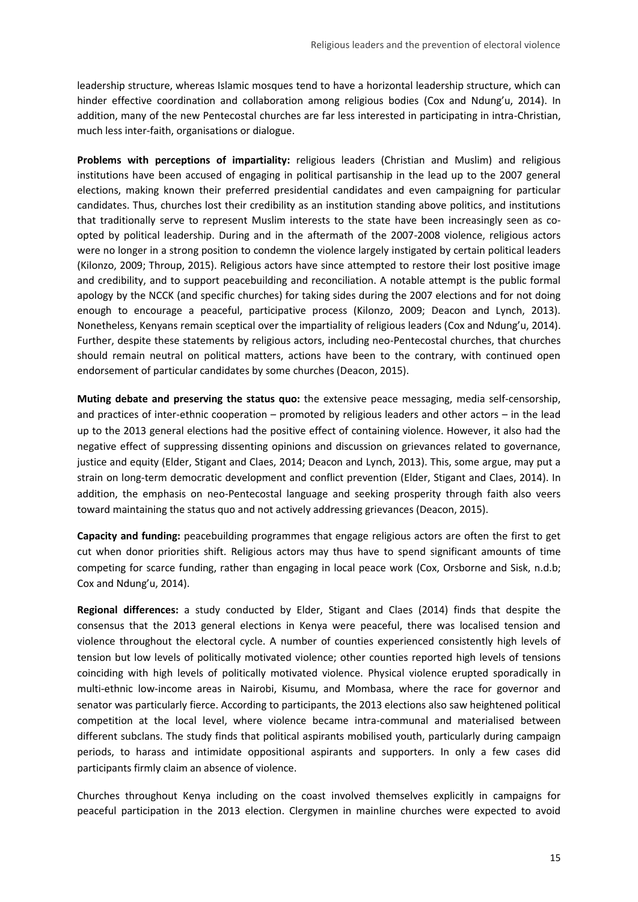leadership structure, whereas Islamic mosques tend to have a horizontal leadership structure, which can hinder effective coordination and collaboration among religious bodies (Cox and Ndung'u, 2014). In addition, many of the new Pentecostal churches are far less interested in participating in intra-Christian, much less inter-faith, organisations or dialogue.

**Problems with perceptions of impartiality:** religious leaders (Christian and Muslim) and religious institutions have been accused of engaging in political partisanship in the lead up to the 2007 general elections, making known their preferred presidential candidates and even campaigning for particular candidates. Thus, churches lost their credibility as an institution standing above politics, and institutions that traditionally serve to represent Muslim interests to the state have been increasingly seen as co-opted by political leadership. During and in the aftermath of the 2007-2008 violence, religious actors were no longer in a strong position to condemn the violence largely instigated by certain political leaders (Kilonzo, 2009; Throup, 2015). Religious actors have since attempted to restore their lost positive image and credibility, and to support peacebuilding and reconciliation. A notable attempt is the public formal apology by the NCCK (and specific churches) for taking sides during the 2007 elections and for not doing enough to encourage a peaceful, participative process (Kilonzo, 2009; Deacon and Lynch, 2013). Nonetheless, Kenyans remain sceptical over the impartiality of religious leaders (Cox and Ndung'u, 2014). Further, despite these statements by religious actors, including neo-Pentecostal churches, that churches should remain neutral on political matters, actions have been to the contrary, with continued open endorsement of particular candidates by some churches (Deacon, 2015).

**Muting debate and preserving the status quo:** the extensive peace messaging, media self-censorship, and practices of inter-ethnic cooperation – promoted by religious leaders and other actors – in the lead up to the 2013 general elections had the positive effect of containing violence. However, it also had the negative effect of suppressing dissenting opinions and discussion on grievances related to governance, justice and equity (Elder, Stigant and Claes, 2014; Deacon and Lynch, 2013). This, some argue, may put a strain on long-term democratic development and conflict prevention (Elder, Stigant and Claes, 2014). In addition, the emphasis on neo-Pentecostal language and seeking prosperity through faith also veers toward maintaining the status quo and not actively addressing grievances (Deacon, 2015).

**Capacity and funding:** peacebuilding programmes that engage religious actors are often the first to get cut when donor priorities shift. Religious actors may thus have to spend significant amounts of time competing for scarce funding, rather than engaging in local peace work (Cox, Orsborne and Sisk, n.d.b; Cox and Ndung'u, 2014).

**Regional differences:** a study conducted by Elder, Stigant and Claes (2014) finds that despite the consensus that the 2013 general elections in Kenya were peaceful, there was localised tension and violence throughout the electoral cycle. A number of counties experienced consistently high levels of tension but low levels of politically motivated violence; other counties reported high levels of tensions coinciding with high levels of politically motivated violence. Physical violence erupted sporadically in multi-ethnic low-income areas in Nairobi, Kisumu, and Mombasa, where the race for governor and senator was particularly fierce. According to participants, the 2013 elections also saw heightened political competition at the local level, where violence became intra-communal and materialised between different subclans. The study finds that political aspirants mobilised youth, particularly during campaign periods, to harass and intimidate oppositional aspirants and supporters. In only a few cases did participants firmly claim an absence of violence.

Churches throughout Kenya including on the coast involved themselves explicitly in campaigns for peaceful participation in the 2013 election. Clergymen in mainline churches were expected to avoid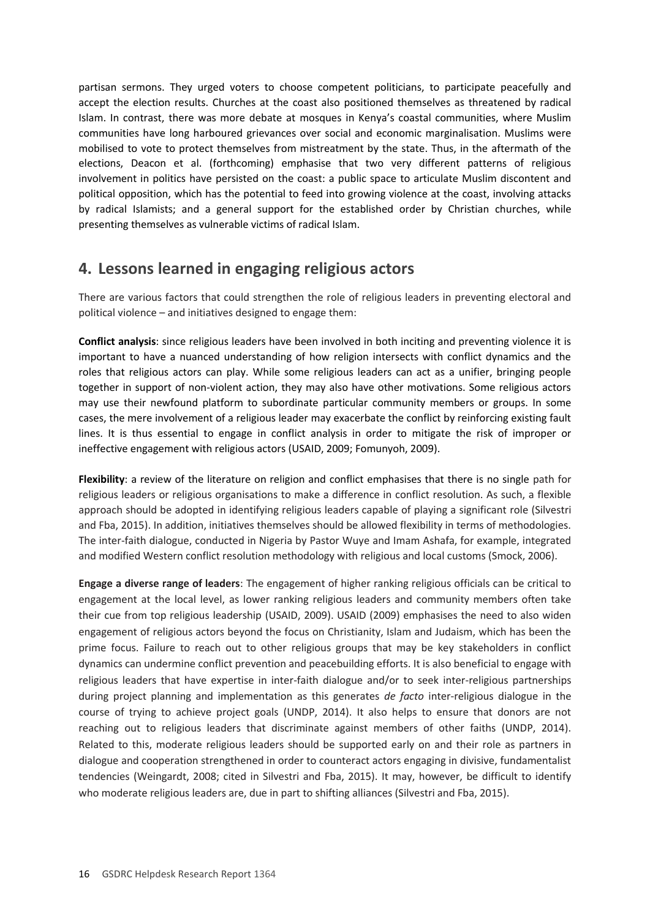partisan sermons. They urged voters to choose competent politicians, to participate peacefully and accept the election results. Churches at the coast also positioned themselves as threatened by radical Islam. In contrast, there was more debate at mosques in Kenya's coastal communities, where Muslim communities have long harboured grievances over social and economic marginalisation. Muslims were mobilised to vote to protect themselves from mistreatment by the state. Thus, in the aftermath of the elections, Deacon et al. (forthcoming) emphasise that two very different patterns of religious involvement in politics have persisted on the coast: a public space to articulate Muslim discontent and political opposition, which has the potential to feed into growing violence at the coast, involving attacks by radical Islamists; and a general support for the established order by Christian churches, while presenting themselves as vulnerable victims of radical Islam.

## 4. Lessons learned in engaging religious actors

There are various factors that could strengthen the role of religious leaders in preventing electoral and political violence – and initiatives designed to engage them:

**Conflict analysis**: since religious leaders have been involved in both inciting and preventing violence it is important to have a nuanced understanding of how religion intersects with conflict dynamics and the roles that religious actors can play. While some religious leaders can act as a unifier, bringing people together in support of non-violent action, they may also have other motivations. Some religious actors may use their newfound platform to subordinate particular community members or groups. In some cases, the mere involvement of a religious leader may exacerbate the conflict by reinforcing existing fault lines. It is thus essential to engage in conflict analysis in order to mitigate the risk of improper or ineffective engagement with religious actors (USAID, 2009; Fomunyoh, 2009).

**Flexibility**: a review of the literature on religion and conflict emphasises that there is no single path for religious leaders or religious organisations to make a difference in conflict resolution. As such, a flexible approach should be adopted in identifying religious leaders capable of playing a significant role (Silvestri and Fba, 2015). In addition, initiatives themselves should be allowed flexibility in terms of methodologies. The inter-faith dialogue, conducted in Nigeria by Pastor Wuye and Imam Ashafa, for example, integrated and modified Western conflict resolution methodology with religious and local customs (Smock, 2006).

**Engage a diverse range of leaders**: The engagement of higher ranking religious officials can be critical to engagement at the local level, as lower ranking religious leaders and community members often take their cue from top religious leadership (USAID, 2009). USAID (2009) emphasises the need to also widen engagement of religious actors beyond the focus on Christianity, Islam and Judaism, which has been the prime focus. Failure to reach out to other religious groups that may be key stakeholders in conflict dynamics can undermine conflict prevention and peacebuilding efforts. It is also beneficial to engage with religious leaders that have expertise in inter-faith dialogue and/or to seek inter-religious partnerships during project planning and implementation as this generates *de facto* inter-religious dialogue in the course of trying to achieve project goals (UNDP, 2014). It also helps to ensure that donors are not reaching out to religious leaders that discriminate against members of other faiths (UNDP, 2014). Related to this, moderate religious leaders should be supported early on and their role as partners in dialogue and cooperation strengthened in order to counteract actors engaging in divisive, fundamentalist tendencies (Weingardt, 2008; cited in Silvestri and Fba, 2015). It may, however, be difficult to identify who moderate religious leaders are, due in part to shifting alliances (Silvestri and Fba, 2015).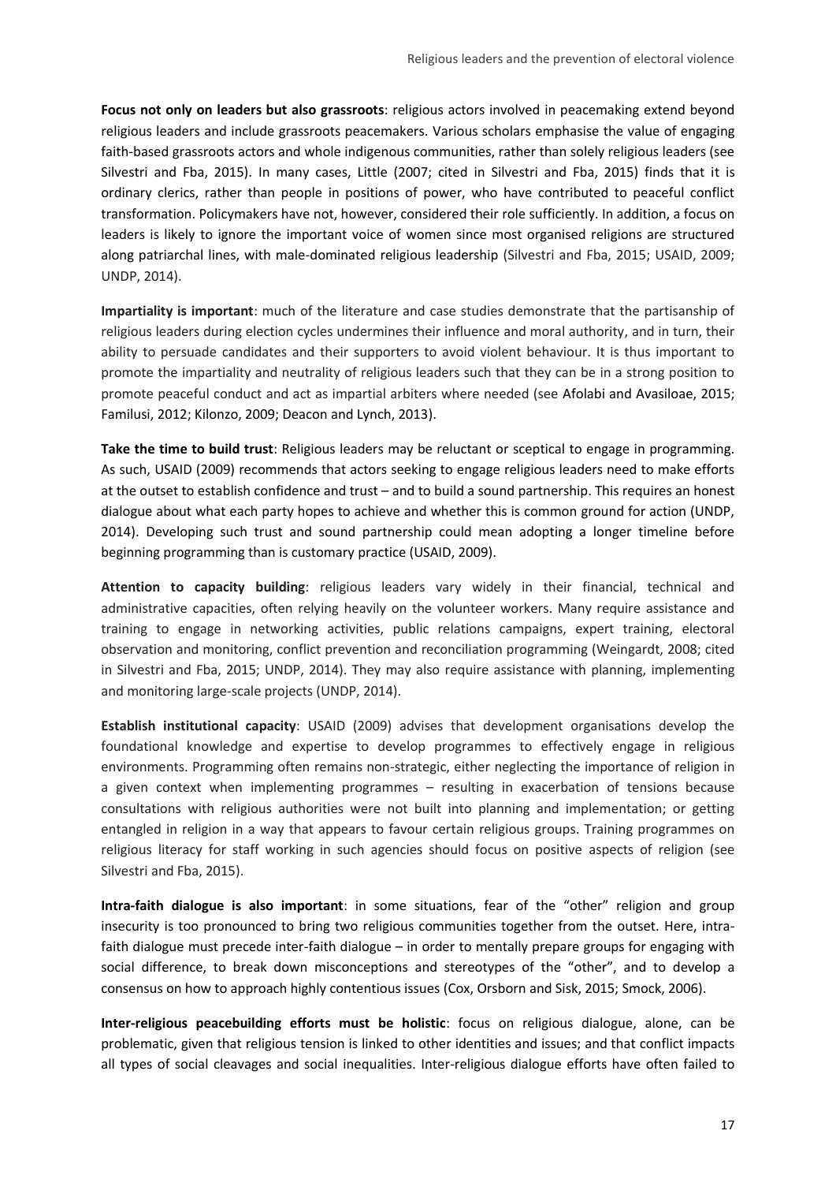**Focus not only on leaders but also grassroots**: religious actors involved in peacemaking extend beyond religious leaders and include grassroots peacemakers. Various scholars emphasise the value of engaging faith-based grassroots actors and whole indigenous communities, rather than solely religious leaders (see Silvestri and Fba, 2015). In many cases, Little (2007; cited in Silvestri and Fba, 2015) finds that it is ordinary clerics, rather than people in positions of power, who have contributed to peaceful conflict transformation. Policymakers have not, however, considered their role sufficiently. In addition, a focus on leaders is likely to ignore the important voice of women since most organised religions are structured along patriarchal lines, with male-dominated religious leadership (Silvestri and Fba, 2015; USAID, 2009; UNDP, 2014).

**Impartiality is important**: much of the literature and case studies demonstrate that the partisanship of religious leaders during election cycles undermines their influence and moral authority, and in turn, their ability to persuade candidates and their supporters to avoid violent behaviour. It is thus important to promote the impartiality and neutrality of religious leaders such that they can be in a strong position to promote peaceful conduct and act as impartial arbiters where needed (see Afolabi and Avasiloae, 2015; Familusi, 2012; Kilonzo, 2009; Deacon and Lynch, 2013).

**Take the time to build trust**: Religious leaders may be reluctant or sceptical to engage in programming. As such, USAID (2009) recommends that actors seeking to engage religious leaders need to make efforts at the outset to establish confidence and trust – and to build a sound partnership. This requires an honest dialogue about what each party hopes to achieve and whether this is common ground for action (UNDP, 2014). Developing such trust and sound partnership could mean adopting a longer timeline before beginning programming than is customary practice (USAID, 2009).

**Attention to capacity building**: religious leaders vary widely in their financial, technical and administrative capacities, often relying heavily on the volunteer workers. Many require assistance and training to engage in networking activities, public relations campaigns, expert training, electoral observation and monitoring, conflict prevention and reconciliation programming (Weingardt, 2008; cited in Silvestri and Fba, 2015; UNDP, 2014). They may also require assistance with planning, implementing and monitoring large-scale projects (UNDP, 2014).

**Establish institutional capacity**: USAID (2009) advises that development organisations develop the foundational knowledge and expertise to develop programmes to effectively engage in religious environments. Programming often remains non-strategic, either neglecting the importance of religion in a given context when implementing programmes – resulting in exacerbation of tensions because consultations with religious authorities were not built into planning and implementation; or getting entangled in religion in a way that appears to favour certain religious groups. Training programmes on religious literacy for staff working in such agencies should focus on positive aspects of religion (see Silvestri and Fba, 2015).

**Intra-faith dialogue is also important**: in some situations, fear of the "other" religion and group insecurity is too pronounced to bring two religious communities together from the outset. Here, intra-faith dialogue must precede inter-faith dialogue – in order to mentally prepare groups for engaging with social difference, to break down misconceptions and stereotypes of the "other", and to develop a consensus on how to approach highly contentious issues (Cox, Orsborn and Sisk, 2015; Smock, 2006).

**Inter-religious peacebuilding efforts must be holistic**: focus on religious dialogue, alone, can be problematic, given that religious tension is linked to other identities and issues; and that conflict impacts all types of social cleavages and social inequalities. Inter-religious dialogue efforts have often failed to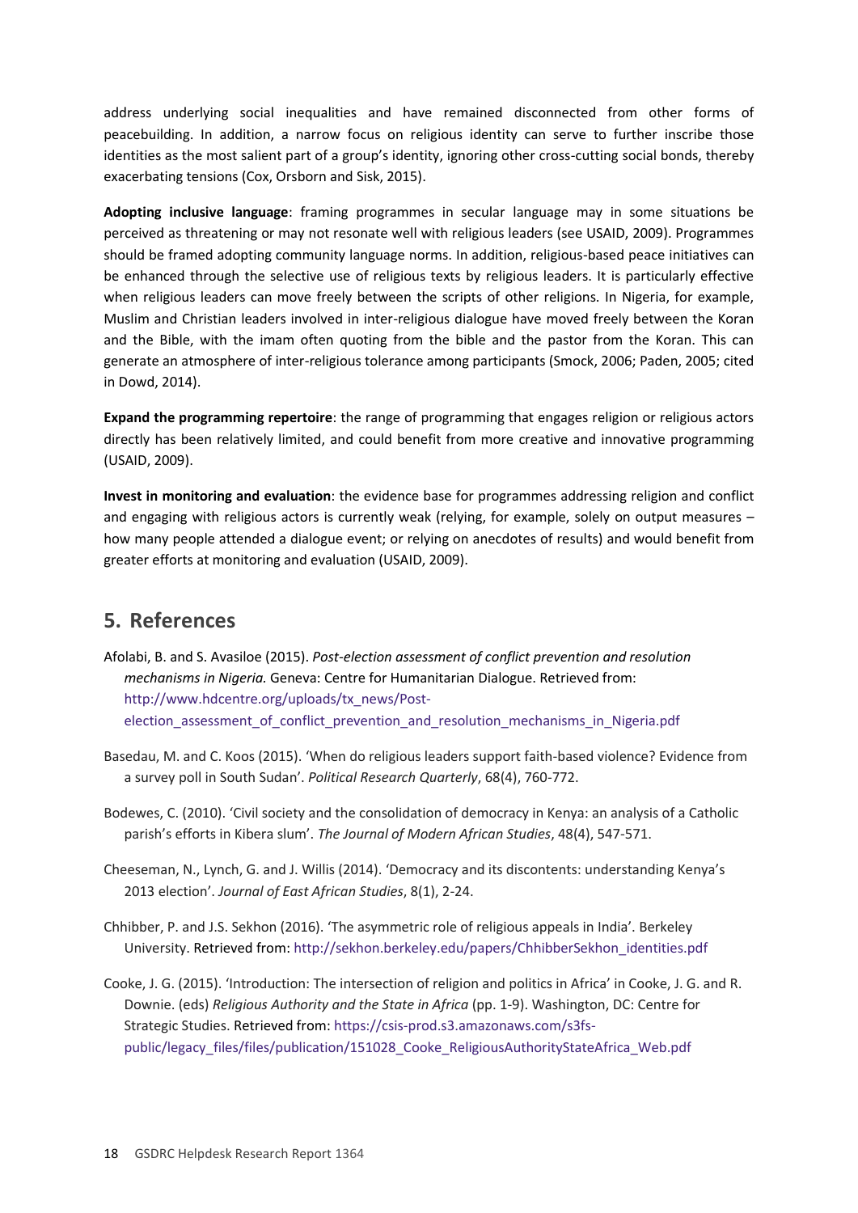address underlying social inequalities and have remained disconnected from other forms of peacebuilding. In addition, a narrow focus on religious identity can serve to further inscribe those identities as the most salient part of a group's identity, ignoring other cross-cutting social bonds, thereby exacerbating tensions (Cox, Orsborn and Sisk, 2015).

**Adopting inclusive language**: framing programmes in secular language may in some situations be perceived as threatening or may not resonate well with religious leaders (see USAID, 2009). Programmes should be framed adopting community language norms. In addition, religious-based peace initiatives can be enhanced through the selective use of religious texts by religious leaders. It is particularly effective when religious leaders can move freely between the scripts of other religions. In Nigeria, for example, Muslim and Christian leaders involved in inter-religious dialogue have moved freely between the Koran and the Bible, with the imam often quoting from the bible and the pastor from the Koran. This can generate an atmosphere of inter-religious tolerance among participants (Smock, 2006; Paden, 2005; cited in Dowd, 2014).

**Expand the programming repertoire**: the range of programming that engages religion or religious actors directly has been relatively limited, and could benefit from more creative and innovative programming (USAID, 2009).

**Invest in monitoring and evaluation**: the evidence base for programmes addressing religion and conflict and engaging with religious actors is currently weak (relying, for example, solely on output measures – how many people attended a dialogue event; or relying on anecdotes of results) and would benefit from greater efforts at monitoring and evaluation (USAID, 2009).

## 5. References

Afolabi, B. and S. Avasiloe (2015). *Post-election assessment of conflict prevention and resolution mechanisms in Nigeria.* Geneva: Centre for Humanitarian Dialogue. Retrieved from: http://www.hdcentre.org/uploads/tx_news/Post-election_assessment_of_conflict_prevention_and_resolution_mechanisms_in_Nigeria.pdf

Basedau, M. and C. Koos (2015). 'When do religious leaders support faith-based violence? Evidence from a survey poll in South Sudan'. *Political Research Quarterly*, 68(4), 760-772.

Bodewes, C. (2010). 'Civil society and the consolidation of democracy in Kenya: an analysis of a Catholic parish's efforts in Kibera slum'. *The Journal of Modern African Studies*, 48(4), 547-571.

Cheeseman, N., Lynch, G. and J. Willis (2014). 'Democracy and its discontents: understanding Kenya's 2013 election'. *Journal of East African Studies*, 8(1), 2-24.

Chhibber, P. and J.S. Sekhon (2016). 'The asymmetric role of religious appeals in India'. Berkeley University. Retrieved from: http://sekhon.berkeley.edu/papers/ChhibberSekhon_identities.pdf

Cooke, J. G. (2015). 'Introduction: The intersection of religion and politics in Africa' in Cooke, J. G. and R. Downie. (eds) *Religious Authority and the State in Africa* (pp. 1-9). Washington, DC: Centre for Strategic Studies. Retrieved from: https://csis-prod.s3.amazonaws.com/s3fs-public/legacy_files/files/publication/151028_Cooke_ReligiousAuthorityStateAfrica_Web.pdf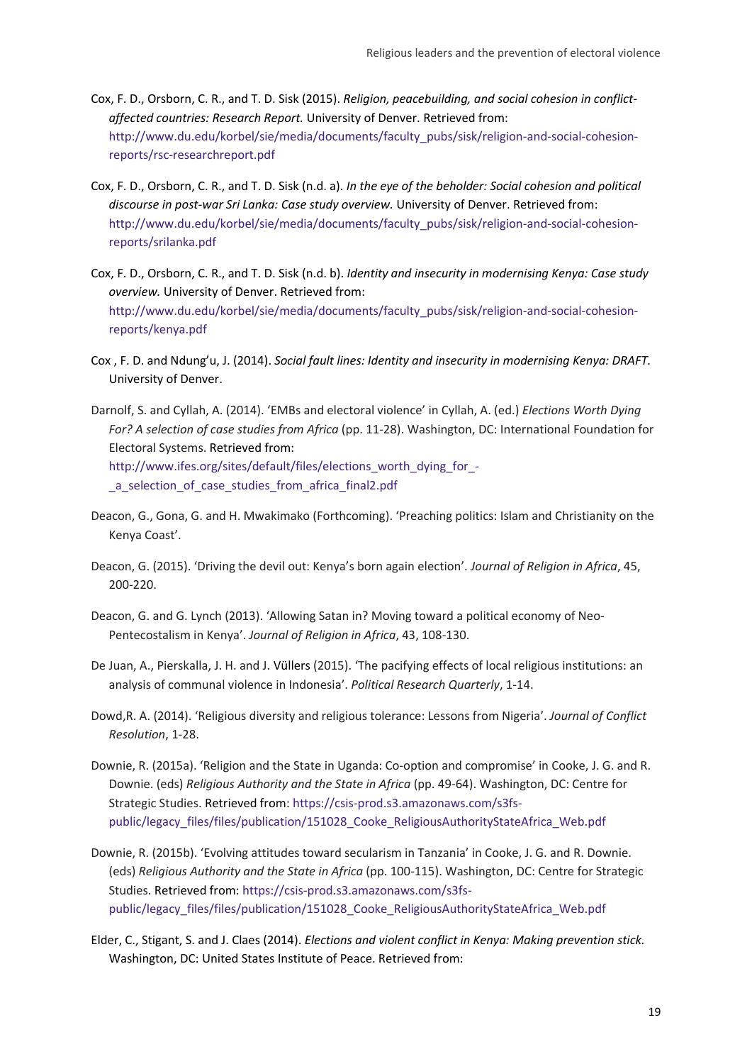Cox, F. D., Orsborn, C. R., and T. D. Sisk (2015). *Religion, peacebuilding, and social cohesion in conflict-affected countries: Research Report.* University of Denver. Retrieved from: http://www.du.edu/korbel/sie/media/documents/faculty_pubs/sisk/religion-and-social-cohesion-reports/rsc-researchreport.pdf

Cox, F. D., Orsborn, C. R., and T. D. Sisk (n.d. a). *In the eye of the beholder: Social cohesion and political discourse in post-war Sri Lanka: Case study overview.* University of Denver. Retrieved from: http://www.du.edu/korbel/sie/media/documents/faculty_pubs/sisk/religion-and-social-cohesion-reports/srilanka.pdf

Cox, F. D., Orsborn, C. R., and T. D. Sisk (n.d. b). *Identity and insecurity in modernising Kenya: Case study overview.* University of Denver. Retrieved from: http://www.du.edu/korbel/sie/media/documents/faculty_pubs/sisk/religion-and-social-cohesion-reports/kenya.pdf

Cox , F. D. and Ndung'u, J. (2014). *Social fault lines: Identity and insecurity in modernising Kenya: DRAFT.* University of Denver.

Darnolf, S. and Cyllah, A. (2014). 'EMBs and electoral violence' in Cyllah, A. (ed.) *Elections Worth Dying For? A selection of case studies from Africa* (pp. 11-28). Washington, DC: International Foundation for Electoral Systems. Retrieved from: http://www.ifes.org/sites/default/files/elections_worth_dying_for_-_a_selection_of_case_studies_from_africa_final2.pdf

Deacon, G., Gona, G. and H. Mwakimako (Forthcoming). 'Preaching politics: Islam and Christianity on the Kenya Coast'.

Deacon, G. (2015). 'Driving the devil out: Kenya's born again election'. *Journal of Religion in Africa*, 45, 200-220.

Deacon, G. and G. Lynch (2013). 'Allowing Satan in? Moving toward a political economy of Neo-Pentecostalism in Kenya'. *Journal of Religion in Africa*, 43, 108-130.

De Juan, A., Pierskalla, J. H. and J. Vüllers (2015). 'The pacifying effects of local religious institutions: an analysis of communal violence in Indonesia'. *Political Research Quarterly*, 1-14.

Dowd,R. A. (2014). 'Religious diversity and religious tolerance: Lessons from Nigeria'. *Journal of Conflict Resolution*, 1-28.

Downie, R. (2015a). 'Religion and the State in Uganda: Co-option and compromise' in Cooke, J. G. and R. Downie. (eds) *Religious Authority and the State in Africa* (pp. 49-64). Washington, DC: Centre for Strategic Studies. Retrieved from: https://csis-prod.s3.amazonaws.com/s3fs-public/legacy_files/files/publication/151028_Cooke_ReligiousAuthorityStateAfrica_Web.pdf

Downie, R. (2015b). 'Evolving attitudes toward secularism in Tanzania' in Cooke, J. G. and R. Downie. (eds) *Religious Authority and the State in Africa* (pp. 100-115). Washington, DC: Centre for Strategic Studies. Retrieved from: https://csis-prod.s3.amazonaws.com/s3fs-public/legacy_files/files/publication/151028_Cooke_ReligiousAuthorityStateAfrica_Web.pdf

Elder, C., Stigant, S. and J. Claes (2014). *Elections and violent conflict in Kenya: Making prevention stick.* Washington, DC: United States Institute of Peace. Retrieved from: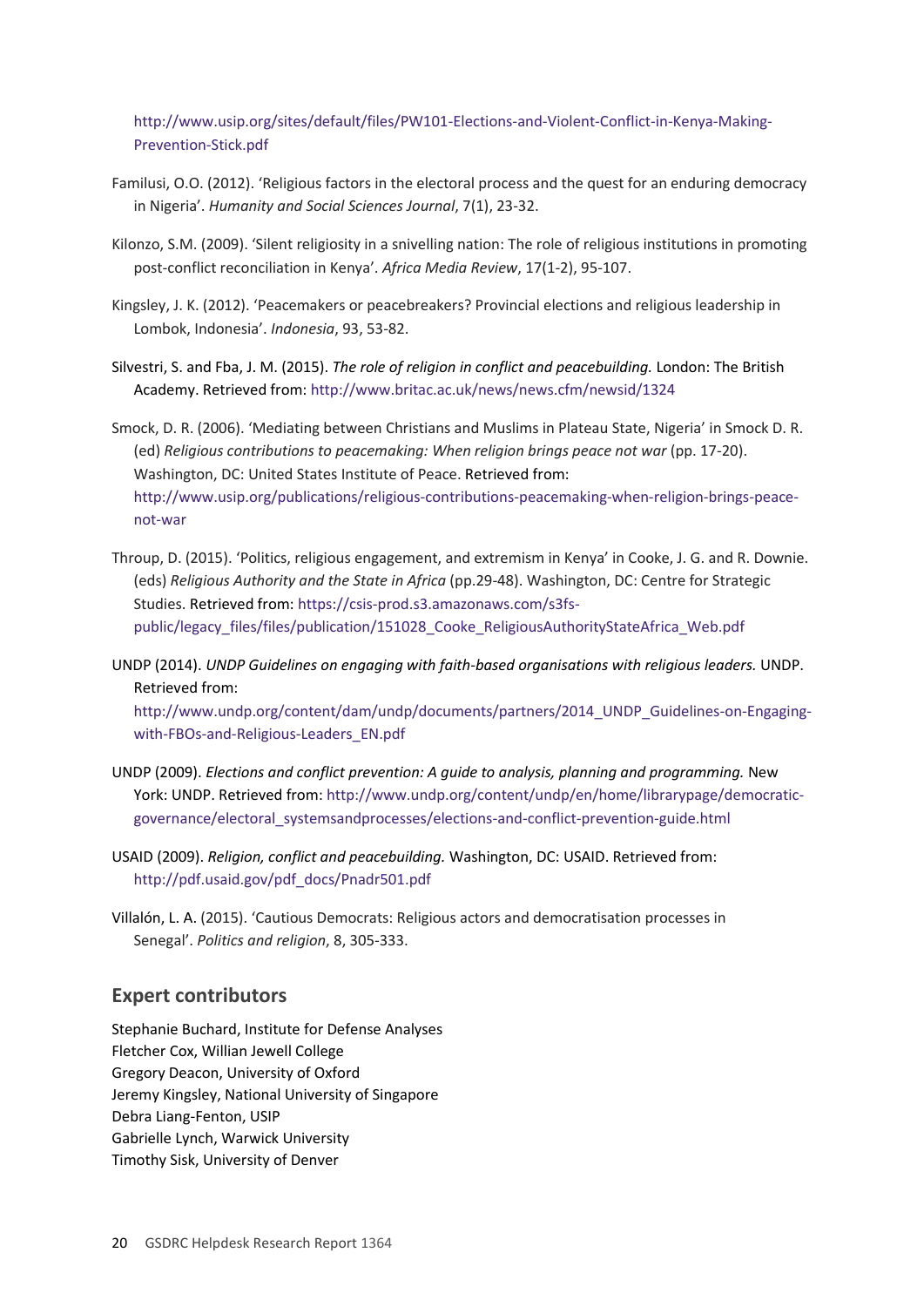http://www.usip.org/sites/default/files/PW101-Elections-and-Violent-Conflict-in-Kenya-Making-Prevention-Stick.pdf

Familusi, O.O. (2012). 'Religious factors in the electoral process and the quest for an enduring democracy in Nigeria'. *Humanity and Social Sciences Journal*, 7(1), 23-32.

Kilonzo, S.M. (2009). 'Silent religiosity in a snivelling nation: The role of religious institutions in promoting post-conflict reconciliation in Kenya'. *Africa Media Review*, 17(1-2), 95-107.

Kingsley, J. K. (2012). 'Peacemakers or peacebreakers? Provincial elections and religious leadership in Lombok, Indonesia'. *Indonesia*, 93, 53-82.

Silvestri, S. and Fba, J. M. (2015). *The role of religion in conflict and peacebuilding.* London: The British Academy. Retrieved from: http://www.britac.ac.uk/news/news.cfm/newsid/1324

Smock, D. R. (2006). 'Mediating between Christians and Muslims in Plateau State, Nigeria' in Smock D. R. (ed) *Religious contributions to peacemaking: When religion brings peace not war* (pp. 17-20). Washington, DC: United States Institute of Peace. Retrieved from: http://www.usip.org/publications/religious-contributions-peacemaking-when-religion-brings-peace-not-war

Throup, D. (2015). 'Politics, religious engagement, and extremism in Kenya' in Cooke, J. G. and R. Downie. (eds) *Religious Authority and the State in Africa* (pp.29-48). Washington, DC: Centre for Strategic Studies. Retrieved from: https://csis-prod.s3.amazonaws.com/s3fs-public/legacy_files/files/publication/151028_Cooke_ReligiousAuthorityStateAfrica_Web.pdf

UNDP (2014). *UNDP Guidelines on engaging with faith-based organisations with religious leaders.* UNDP. Retrieved from: http://www.undp.org/content/dam/undp/documents/partners/2014_UNDP_Guidelines-on-Engaging-with-FBOs-and-Religious-Leaders_EN.pdf

UNDP (2009). *Elections and conflict prevention: A guide to analysis, planning and programming.* New York: UNDP. Retrieved from: http://www.undp.org/content/undp/en/home/librarypage/democratic-governance/electoral_systemsandprocesses/elections-and-conflict-prevention-guide.html

USAID (2009). *Religion, conflict and peacebuilding.* Washington, DC: USAID. Retrieved from: http://pdf.usaid.gov/pdf_docs/Pnadr501.pdf

Villalón, L. A. (2015). 'Cautious Democrats: Religious actors and democratisation processes in Senegal'. *Politics and religion*, 8, 305-333.

## Expert contributors

Stephanie Buchard, Institute for Defense Analyses
Fletcher Cox, Willian Jewell College
Gregory Deacon, University of Oxford
Jeremy Kingsley, National University of Singapore
Debra Liang-Fenton, USIP
Gabrielle Lynch, Warwick University
Timothy Sisk, University of Denver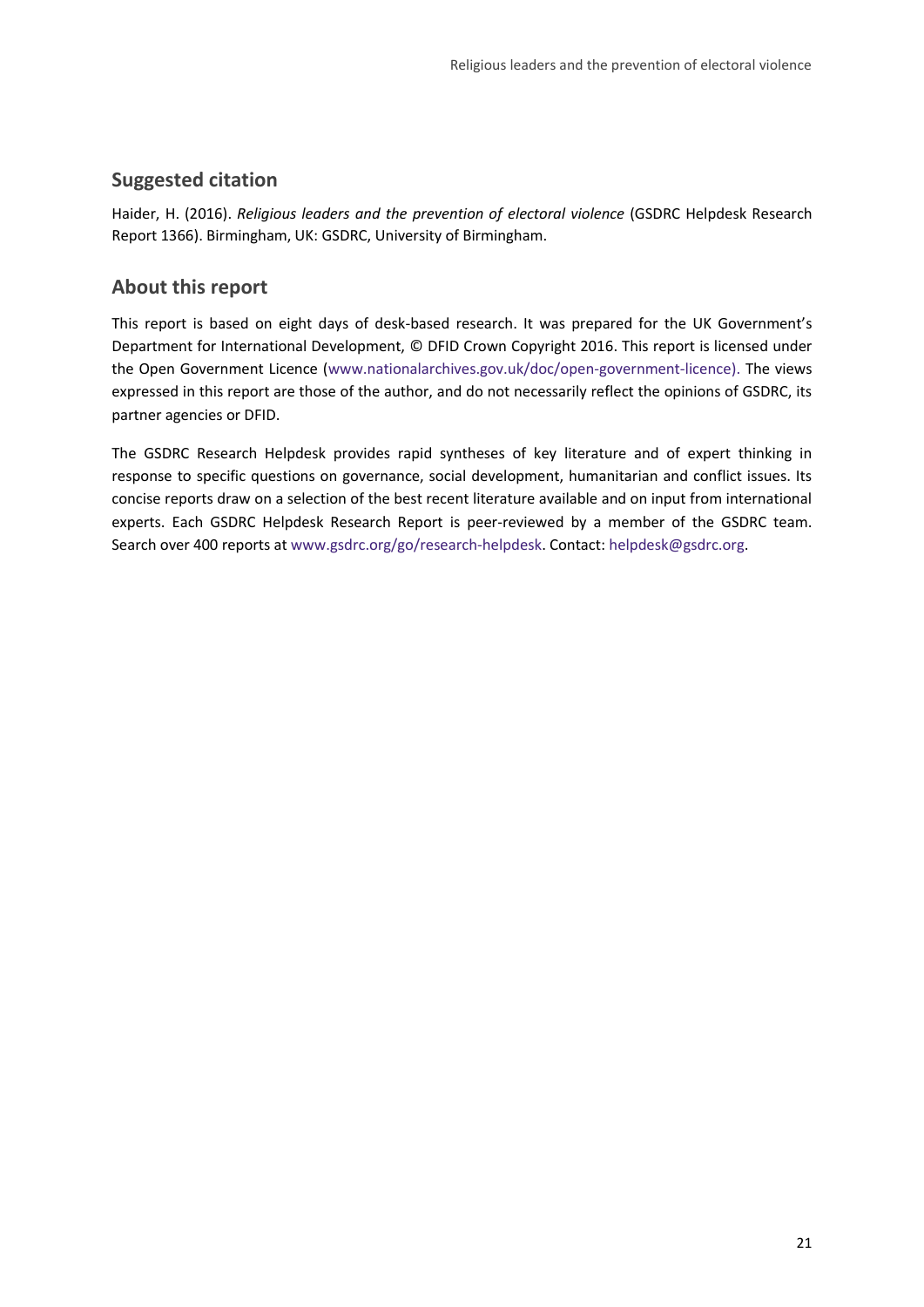## Suggested citation

Haider, H. (2016). *Religious leaders and the prevention of electoral violence* (GSDRC Helpdesk Research Report 1366). Birmingham, UK: GSDRC, University of Birmingham.

## About this report

This report is based on eight days of desk-based research. It was prepared for the UK Government's Department for International Development, © DFID Crown Copyright 2016. This report is licensed under the Open Government Licence (www.nationalarchives.gov.uk/doc/open-government-licence). The views expressed in this report are those of the author, and do not necessarily reflect the opinions of GSDRC, its partner agencies or DFID.

The GSDRC Research Helpdesk provides rapid syntheses of key literature and of expert thinking in response to specific questions on governance, social development, humanitarian and conflict issues. Its concise reports draw on a selection of the best recent literature available and on input from international experts. Each GSDRC Helpdesk Research Report is peer-reviewed by a member of the GSDRC team. Search over 400 reports at www.gsdrc.org/go/research-helpdesk. Contact: helpdesk@gsdrc.org.